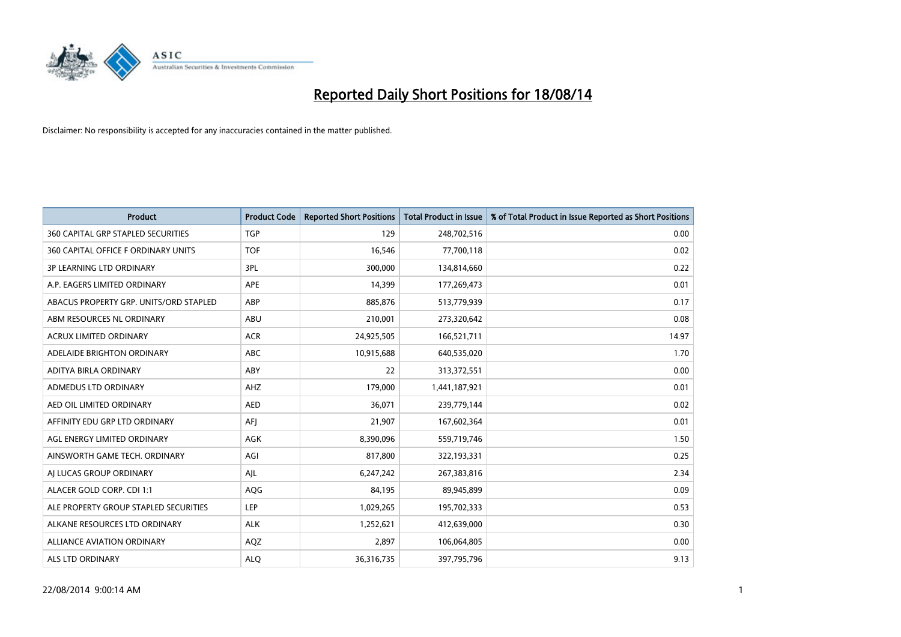# Reported Daily Short Positions for 18/08/14

Disclaimer: No responsibility is accepted for any inaccuracies contained in the matter published.

| Product | Product Code | Reported Short Positions | Total Product in Issue | % of Total Product in Issue Reported as Short Positions |
|---|---|---|---|---|
| 360 CAPITAL GRP STAPLED SECURITIES | TGP | 129 | 248,702,516 | 0.00 |
| 360 CAPITAL OFFICE F ORDINARY UNITS | TOF | 16,546 | 77,700,118 | 0.02 |
| 3P LEARNING LTD ORDINARY | 3PL | 300,000 | 134,814,660 | 0.22 |
| A.P. EAGERS LIMITED ORDINARY | APE | 14,399 | 177,269,473 | 0.01 |
| ABACUS PROPERTY GRP. UNITS/ORD STAPLED | ABP | 885,876 | 513,779,939 | 0.17 |
| ABM RESOURCES NL ORDINARY | ABU | 210,001 | 273,320,642 | 0.08 |
| ACRUX LIMITED ORDINARY | ACR | 24,925,505 | 166,521,711 | 14.97 |
| ADELAIDE BRIGHTON ORDINARY | ABC | 10,915,688 | 640,535,020 | 1.70 |
| ADITYA BIRLA ORDINARY | ABY | 22 | 313,372,551 | 0.00 |
| ADMEDUS LTD ORDINARY | AHZ | 179,000 | 1,441,187,921 | 0.01 |
| AED OIL LIMITED ORDINARY | AED | 36,071 | 239,779,144 | 0.02 |
| AFFINITY EDU GRP LTD ORDINARY | AFJ | 21,907 | 167,602,364 | 0.01 |
| AGL ENERGY LIMITED ORDINARY | AGK | 8,390,096 | 559,719,746 | 1.50 |
| AINSWORTH GAME TECH. ORDINARY | AGI | 817,800 | 322,193,331 | 0.25 |
| AJ LUCAS GROUP ORDINARY | AJL | 6,247,242 | 267,383,816 | 2.34 |
| ALACER GOLD CORP. CDI 1:1 | AQG | 84,195 | 89,945,899 | 0.09 |
| ALE PROPERTY GROUP STAPLED SECURITIES | LEP | 1,029,265 | 195,702,333 | 0.53 |
| ALKANE RESOURCES LTD ORDINARY | ALK | 1,252,621 | 412,639,000 | 0.30 |
| ALLIANCE AVIATION ORDINARY | AQZ | 2,897 | 106,064,805 | 0.00 |
| ALS LTD ORDINARY | ALQ | 36,316,735 | 397,795,796 | 9.13 |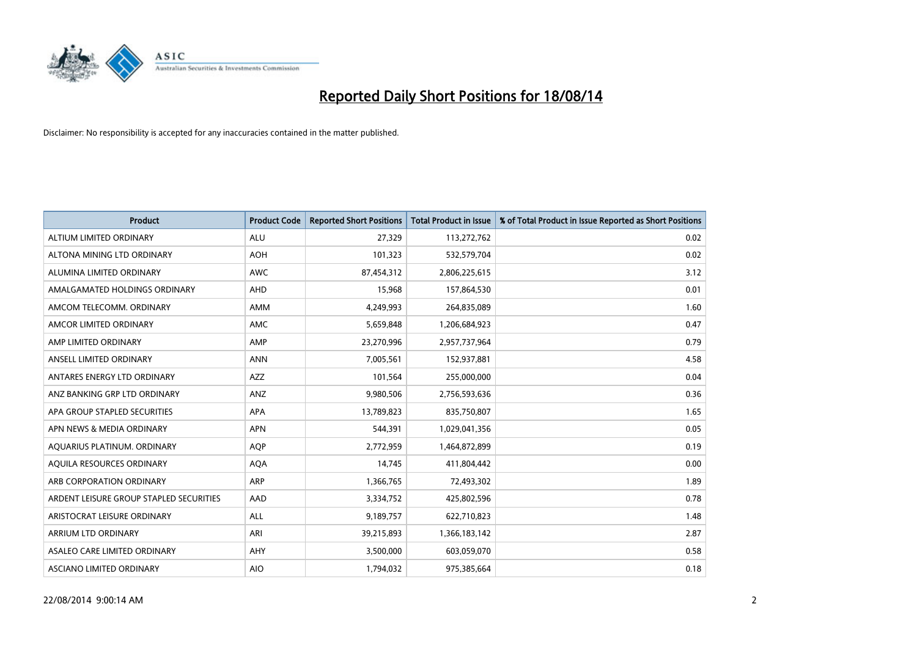# Reported Daily Short Positions for 18/08/14

Disclaimer: No responsibility is accepted for any inaccuracies contained in the matter published.

| Product | Product Code | Reported Short Positions | Total Product in Issue | % of Total Product in Issue Reported as Short Positions |
|---|---|---|---|---|
| ALTIUM LIMITED ORDINARY | ALU | 27,329 | 113,272,762 | 0.02 |
| ALTONA MINING LTD ORDINARY | AOH | 101,323 | 532,579,704 | 0.02 |
| ALUMINA LIMITED ORDINARY | AWC | 87,454,312 | 2,806,225,615 | 3.12 |
| AMALGAMATED HOLDINGS ORDINARY | AHD | 15,968 | 157,864,530 | 0.01 |
| AMCOM TELECOMM. ORDINARY | AMM | 4,249,993 | 264,835,089 | 1.60 |
| AMCOR LIMITED ORDINARY | AMC | 5,659,848 | 1,206,684,923 | 0.47 |
| AMP LIMITED ORDINARY | AMP | 23,270,996 | 2,957,737,964 | 0.79 |
| ANSELL LIMITED ORDINARY | ANN | 7,005,561 | 152,937,881 | 4.58 |
| ANTARES ENERGY LTD ORDINARY | AZZ | 101,564 | 255,000,000 | 0.04 |
| ANZ BANKING GRP LTD ORDINARY | ANZ | 9,980,506 | 2,756,593,636 | 0.36 |
| APA GROUP STAPLED SECURITIES | APA | 13,789,823 | 835,750,807 | 1.65 |
| APN NEWS & MEDIA ORDINARY | APN | 544,391 | 1,029,041,356 | 0.05 |
| AQUARIUS PLATINUM. ORDINARY | AQP | 2,772,959 | 1,464,872,899 | 0.19 |
| AQUILA RESOURCES ORDINARY | AQA | 14,745 | 411,804,442 | 0.00 |
| ARB CORPORATION ORDINARY | ARP | 1,366,765 | 72,493,302 | 1.89 |
| ARDENT LEISURE GROUP STAPLED SECURITIES | AAD | 3,334,752 | 425,802,596 | 0.78 |
| ARISTOCRAT LEISURE ORDINARY | ALL | 9,189,757 | 622,710,823 | 1.48 |
| ARRIUM LTD ORDINARY | ARI | 39,215,893 | 1,366,183,142 | 2.87 |
| ASALEO CARE LIMITED ORDINARY | AHY | 3,500,000 | 603,059,070 | 0.58 |
| ASCIANO LIMITED ORDINARY | AIO | 1,794,032 | 975,385,664 | 0.18 |

22/08/2014 9:00:14 AM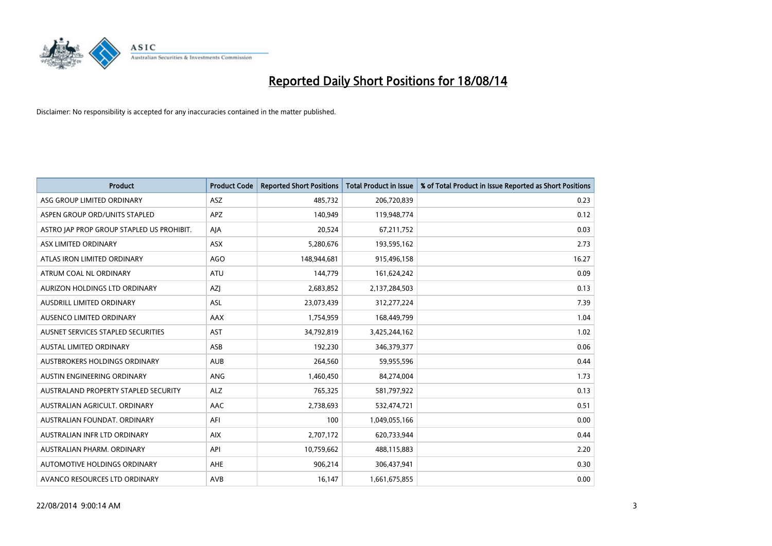# Reported Daily Short Positions for 18/08/14

Disclaimer: No responsibility is accepted for any inaccuracies contained in the matter published.

| Product | Product Code | Reported Short Positions | Total Product in Issue | % of Total Product in Issue Reported as Short Positions |
|---|---|---|---|---|
| ASG GROUP LIMITED ORDINARY | ASZ | 485,732 | 206,720,839 | 0.23 |
| ASPEN GROUP ORD/UNITS STAPLED | APZ | 140,949 | 119,948,774 | 0.12 |
| ASTRO JAP PROP GROUP STAPLED US PROHIBIT. | AJA | 20,524 | 67,211,752 | 0.03 |
| ASX LIMITED ORDINARY | ASX | 5,280,676 | 193,595,162 | 2.73 |
| ATLAS IRON LIMITED ORDINARY | AGO | 148,944,681 | 915,496,158 | 16.27 |
| ATRUM COAL NL ORDINARY | ATU | 144,779 | 161,624,242 | 0.09 |
| AURIZON HOLDINGS LTD ORDINARY | AZJ | 2,683,852 | 2,137,284,503 | 0.13 |
| AUSDRILL LIMITED ORDINARY | ASL | 23,073,439 | 312,277,224 | 7.39 |
| AUSENCO LIMITED ORDINARY | AAX | 1,754,959 | 168,449,799 | 1.04 |
| AUSNET SERVICES STAPLED SECURITIES | AST | 34,792,819 | 3,425,244,162 | 1.02 |
| AUSTAL LIMITED ORDINARY | ASB | 192,230 | 346,379,377 | 0.06 |
| AUSTBROKERS HOLDINGS ORDINARY | AUB | 264,560 | 59,955,596 | 0.44 |
| AUSTIN ENGINEERING ORDINARY | ANG | 1,460,450 | 84,274,004 | 1.73 |
| AUSTRALAND PROPERTY STAPLED SECURITY | ALZ | 765,325 | 581,797,922 | 0.13 |
| AUSTRALIAN AGRICULT. ORDINARY | AAC | 2,738,693 | 532,474,721 | 0.51 |
| AUSTRALIAN FOUNDAT. ORDINARY | AFI | 100 | 1,049,055,166 | 0.00 |
| AUSTRALIAN INFR LTD ORDINARY | AIX | 2,707,172 | 620,733,944 | 0.44 |
| AUSTRALIAN PHARM. ORDINARY | API | 10,759,662 | 488,115,883 | 2.20 |
| AUTOMOTIVE HOLDINGS ORDINARY | AHE | 906,214 | 306,437,941 | 0.30 |
| AVANCO RESOURCES LTD ORDINARY | AVB | 16,147 | 1,661,675,855 | 0.00 |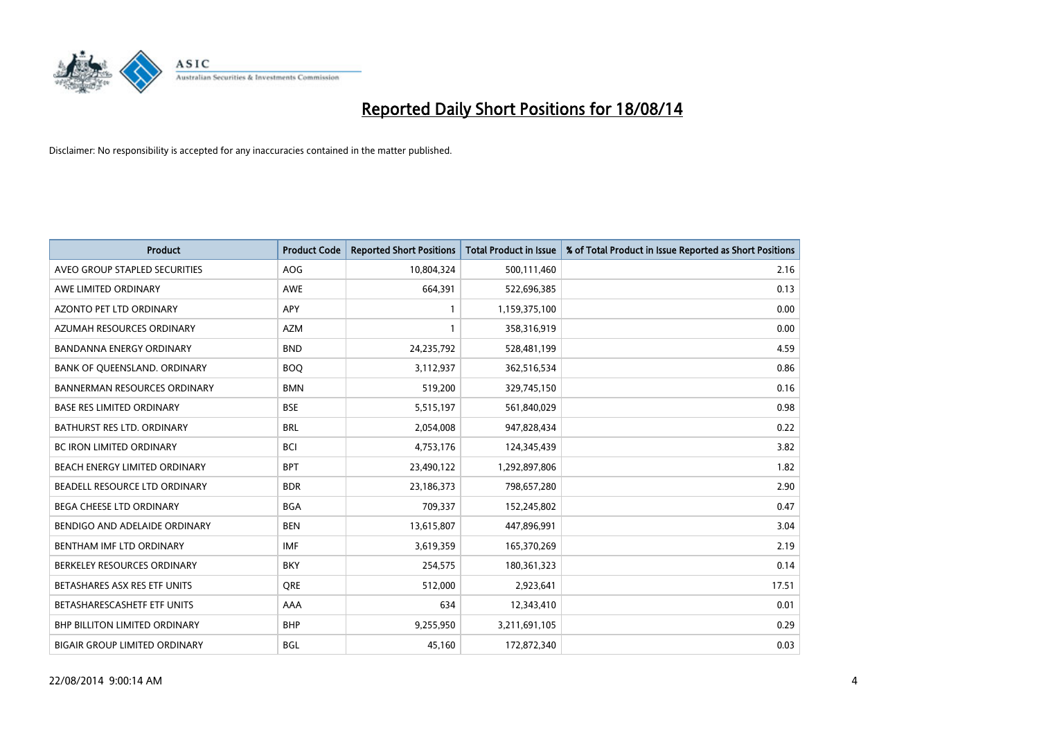# Reported Daily Short Positions for 18/08/14

Disclaimer: No responsibility is accepted for any inaccuracies contained in the matter published.

| Product | Product Code | Reported Short Positions | Total Product in Issue | % of Total Product in Issue Reported as Short Positions |
|---|---|---|---|---|
| AVEO GROUP STAPLED SECURITIES | AOG | 10,804,324 | 500,111,460 | 2.16 |
| AWE LIMITED ORDINARY | AWE | 664,391 | 522,696,385 | 0.13 |
| AZONTO PET LTD ORDINARY | APY | 1 | 1,159,375,100 | 0.00 |
| AZUMAH RESOURCES ORDINARY | AZM | 1 | 358,316,919 | 0.00 |
| BANDANNA ENERGY ORDINARY | BND | 24,235,792 | 528,481,199 | 4.59 |
| BANK OF QUEENSLAND. ORDINARY | BOQ | 3,112,937 | 362,516,534 | 0.86 |
| BANNERMAN RESOURCES ORDINARY | BMN | 519,200 | 329,745,150 | 0.16 |
| BASE RES LIMITED ORDINARY | BSE | 5,515,197 | 561,840,029 | 0.98 |
| BATHURST RES LTD. ORDINARY | BRL | 2,054,008 | 947,828,434 | 0.22 |
| BC IRON LIMITED ORDINARY | BCI | 4,753,176 | 124,345,439 | 3.82 |
| BEACH ENERGY LIMITED ORDINARY | BPT | 23,490,122 | 1,292,897,806 | 1.82 |
| BEADELL RESOURCE LTD ORDINARY | BDR | 23,186,373 | 798,657,280 | 2.90 |
| BEGA CHEESE LTD ORDINARY | BGA | 709,337 | 152,245,802 | 0.47 |
| BENDIGO AND ADELAIDE ORDINARY | BEN | 13,615,807 | 447,896,991 | 3.04 |
| BENTHAM IMF LTD ORDINARY | IMF | 3,619,359 | 165,370,269 | 2.19 |
| BERKELEY RESOURCES ORDINARY | BKY | 254,575 | 180,361,323 | 0.14 |
| BETASHARES ASX RES ETF UNITS | QRE | 512,000 | 2,923,641 | 17.51 |
| BETASHARESCASHETF ETF UNITS | AAA | 634 | 12,343,410 | 0.01 |
| BHP BILLITON LIMITED ORDINARY | BHP | 9,255,950 | 3,211,691,105 | 0.29 |
| BIGAIR GROUP LIMITED ORDINARY | BGL | 45,160 | 172,872,340 | 0.03 |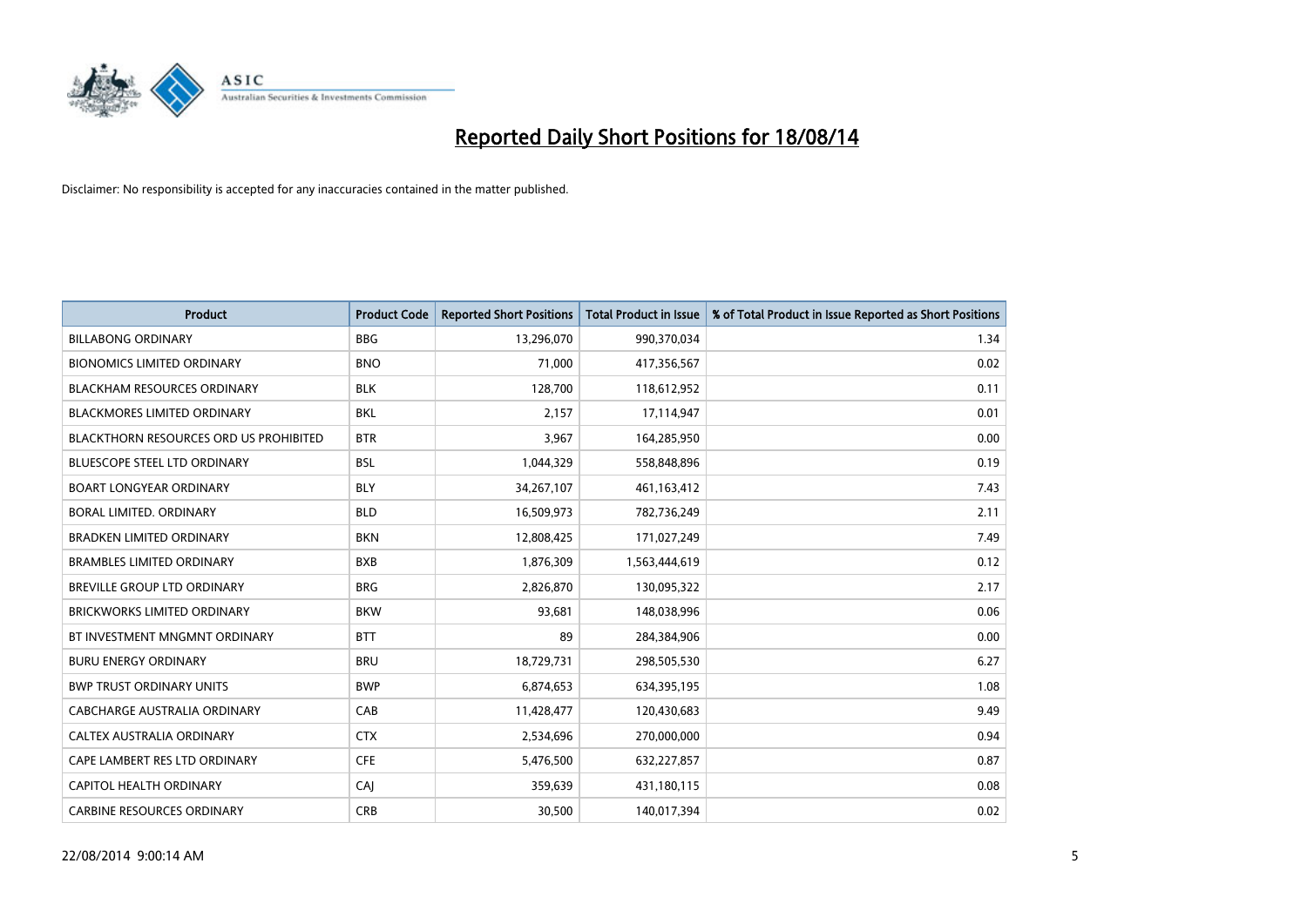# Reported Daily Short Positions for 18/08/14

Disclaimer: No responsibility is accepted for any inaccuracies contained in the matter published.

| Product | Product Code | Reported Short Positions | Total Product in Issue | % of Total Product in Issue Reported as Short Positions |
|---|---|---|---|---|
| BILLABONG ORDINARY | BBG | 13,296,070 | 990,370,034 | 1.34 |
| BIONOMICS LIMITED ORDINARY | BNO | 71,000 | 417,356,567 | 0.02 |
| BLACKHAM RESOURCES ORDINARY | BLK | 128,700 | 118,612,952 | 0.11 |
| BLACKMORES LIMITED ORDINARY | BKL | 2,157 | 17,114,947 | 0.01 |
| BLACKTHORN RESOURCES ORD US PROHIBITED | BTR | 3,967 | 164,285,950 | 0.00 |
| BLUESCOPE STEEL LTD ORDINARY | BSL | 1,044,329 | 558,848,896 | 0.19 |
| BOART LONGYEAR ORDINARY | BLY | 34,267,107 | 461,163,412 | 7.43 |
| BORAL LIMITED. ORDINARY | BLD | 16,509,973 | 782,736,249 | 2.11 |
| BRADKEN LIMITED ORDINARY | BKN | 12,808,425 | 171,027,249 | 7.49 |
| BRAMBLES LIMITED ORDINARY | BXB | 1,876,309 | 1,563,444,619 | 0.12 |
| BREVILLE GROUP LTD ORDINARY | BRG | 2,826,870 | 130,095,322 | 2.17 |
| BRICKWORKS LIMITED ORDINARY | BKW | 93,681 | 148,038,996 | 0.06 |
| BT INVESTMENT MNGMNT ORDINARY | BTT | 89 | 284,384,906 | 0.00 |
| BURU ENERGY ORDINARY | BRU | 18,729,731 | 298,505,530 | 6.27 |
| BWP TRUST ORDINARY UNITS | BWP | 6,874,653 | 634,395,195 | 1.08 |
| CABCHARGE AUSTRALIA ORDINARY | CAB | 11,428,477 | 120,430,683 | 9.49 |
| CALTEX AUSTRALIA ORDINARY | CTX | 2,534,696 | 270,000,000 | 0.94 |
| CAPE LAMBERT RES LTD ORDINARY | CFE | 5,476,500 | 632,227,857 | 0.87 |
| CAPITOL HEALTH ORDINARY | CAJ | 359,639 | 431,180,115 | 0.08 |
| CARBINE RESOURCES ORDINARY | CRB | 30,500 | 140,017,394 | 0.02 |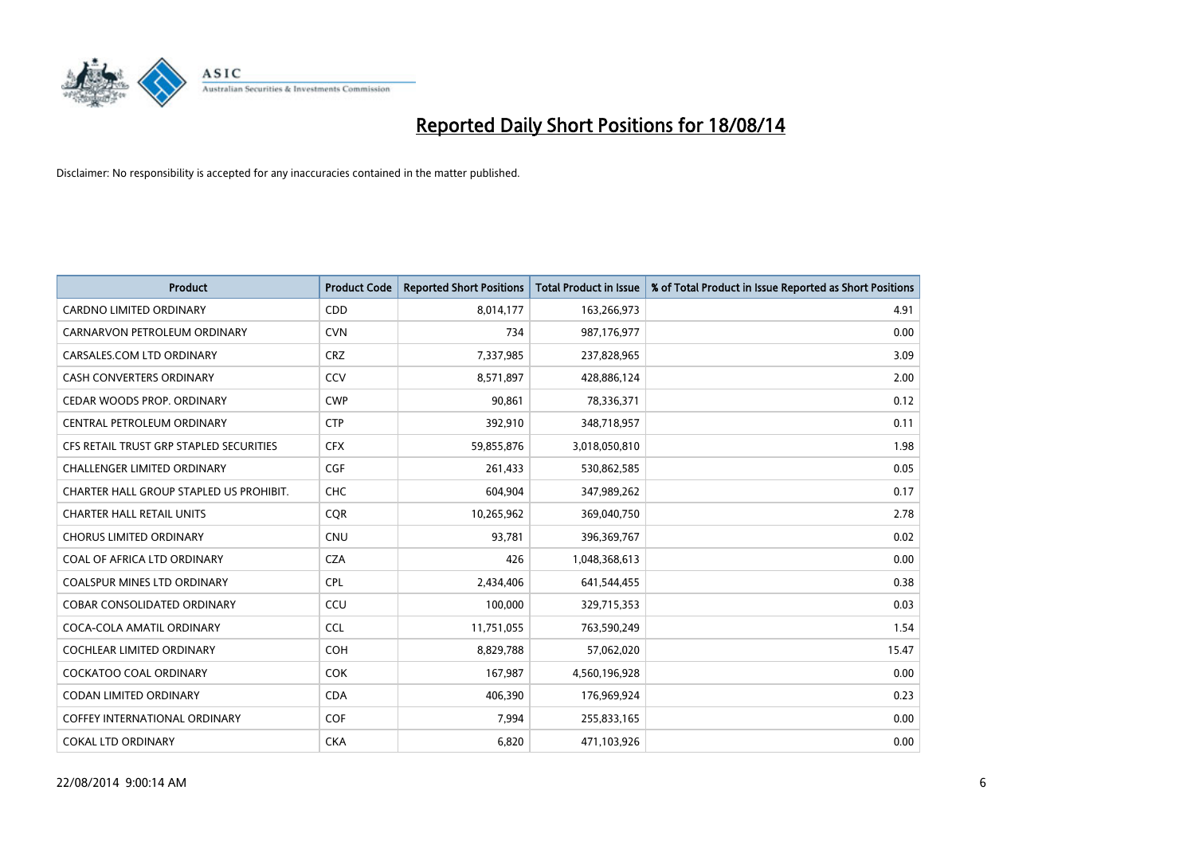# Reported Daily Short Positions for 18/08/14

Disclaimer: No responsibility is accepted for any inaccuracies contained in the matter published.

| Product | Product Code | Reported Short Positions | Total Product in Issue | % of Total Product in Issue Reported as Short Positions |
|---|---|---|---|---|
| CARDNO LIMITED ORDINARY | CDD | 8,014,177 | 163,266,973 | 4.91 |
| CARNARVON PETROLEUM ORDINARY | CVN | 734 | 987,176,977 | 0.00 |
| CARSALES.COM LTD ORDINARY | CRZ | 7,337,985 | 237,828,965 | 3.09 |
| CASH CONVERTERS ORDINARY | CCV | 8,571,897 | 428,886,124 | 2.00 |
| CEDAR WOODS PROP. ORDINARY | CWP | 90,861 | 78,336,371 | 0.12 |
| CENTRAL PETROLEUM ORDINARY | CTP | 392,910 | 348,718,957 | 0.11 |
| CFS RETAIL TRUST GRP STAPLED SECURITIES | CFX | 59,855,876 | 3,018,050,810 | 1.98 |
| CHALLENGER LIMITED ORDINARY | CGF | 261,433 | 530,862,585 | 0.05 |
| CHARTER HALL GROUP STAPLED US PROHIBIT. | CHC | 604,904 | 347,989,262 | 0.17 |
| CHARTER HALL RETAIL UNITS | CQR | 10,265,962 | 369,040,750 | 2.78 |
| CHORUS LIMITED ORDINARY | CNU | 93,781 | 396,369,767 | 0.02 |
| COAL OF AFRICA LTD ORDINARY | CZA | 426 | 1,048,368,613 | 0.00 |
| COALSPUR MINES LTD ORDINARY | CPL | 2,434,406 | 641,544,455 | 0.38 |
| COBAR CONSOLIDATED ORDINARY | CCU | 100,000 | 329,715,353 | 0.03 |
| COCA-COLA AMATIL ORDINARY | CCL | 11,751,055 | 763,590,249 | 1.54 |
| COCHLEAR LIMITED ORDINARY | COH | 8,829,788 | 57,062,020 | 15.47 |
| COCKATOO COAL ORDINARY | COK | 167,987 | 4,560,196,928 | 0.00 |
| CODAN LIMITED ORDINARY | CDA | 406,390 | 176,969,924 | 0.23 |
| COFFEY INTERNATIONAL ORDINARY | COF | 7,994 | 255,833,165 | 0.00 |
| COKAL LTD ORDINARY | CKA | 6,820 | 471,103,926 | 0.00 |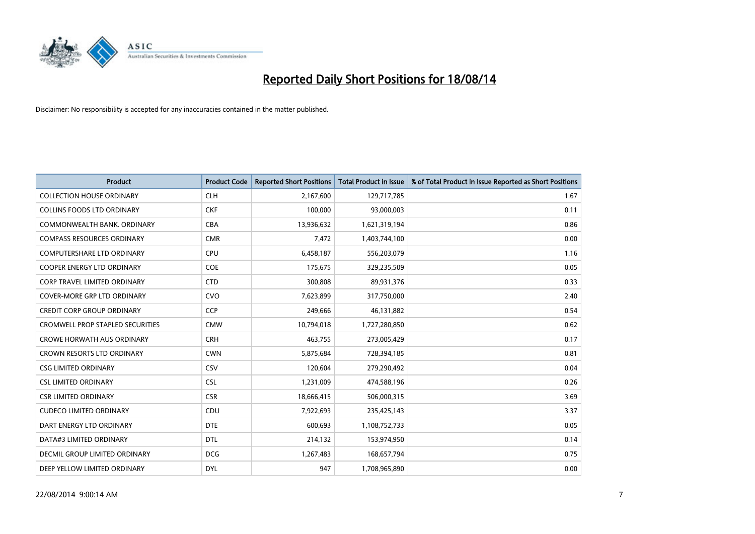# Reported Daily Short Positions for 18/08/14

Disclaimer: No responsibility is accepted for any inaccuracies contained in the matter published.

| Product | Product Code | Reported Short Positions | Total Product in Issue | % of Total Product in Issue Reported as Short Positions |
|---|---|---|---|---|
| COLLECTION HOUSE ORDINARY | CLH | 2,167,600 | 129,717,785 | 1.67 |
| COLLINS FOODS LTD ORDINARY | CKF | 100,000 | 93,000,003 | 0.11 |
| COMMONWEALTH BANK. ORDINARY | CBA | 13,936,632 | 1,621,319,194 | 0.86 |
| COMPASS RESOURCES ORDINARY | CMR | 7,472 | 1,403,744,100 | 0.00 |
| COMPUTERSHARE LTD ORDINARY | CPU | 6,458,187 | 556,203,079 | 1.16 |
| COOPER ENERGY LTD ORDINARY | COE | 175,675 | 329,235,509 | 0.05 |
| CORP TRAVEL LIMITED ORDINARY | CTD | 300,808 | 89,931,376 | 0.33 |
| COVER-MORE GRP LTD ORDINARY | CVO | 7,623,899 | 317,750,000 | 2.40 |
| CREDIT CORP GROUP ORDINARY | CCP | 249,666 | 46,131,882 | 0.54 |
| CROMWELL PROP STAPLED SECURITIES | CMW | 10,794,018 | 1,727,280,850 | 0.62 |
| CROWE HORWATH AUS ORDINARY | CRH | 463,755 | 273,005,429 | 0.17 |
| CROWN RESORTS LTD ORDINARY | CWN | 5,875,684 | 728,394,185 | 0.81 |
| CSG LIMITED ORDINARY | CSV | 120,604 | 279,290,492 | 0.04 |
| CSL LIMITED ORDINARY | CSL | 1,231,009 | 474,588,196 | 0.26 |
| CSR LIMITED ORDINARY | CSR | 18,666,415 | 506,000,315 | 3.69 |
| CUDECO LIMITED ORDINARY | CDU | 7,922,693 | 235,425,143 | 3.37 |
| DART ENERGY LTD ORDINARY | DTE | 600,693 | 1,108,752,733 | 0.05 |
| DATA#3 LIMITED ORDINARY | DTL | 214,132 | 153,974,950 | 0.14 |
| DECMIL GROUP LIMITED ORDINARY | DCG | 1,267,483 | 168,657,794 | 0.75 |
| DEEP YELLOW LIMITED ORDINARY | DYL | 947 | 1,708,965,890 | 0.00 |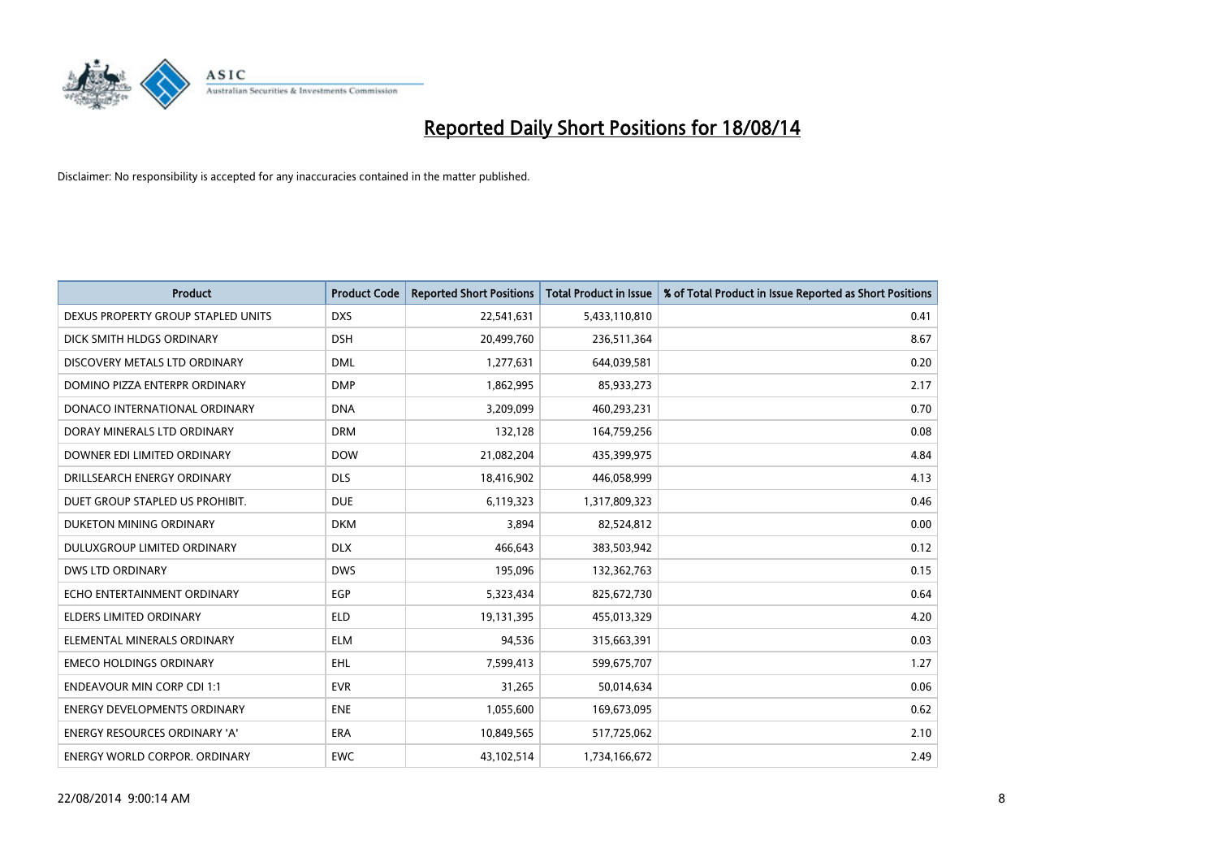# Reported Daily Short Positions for 18/08/14

Disclaimer: No responsibility is accepted for any inaccuracies contained in the matter published.

| Product | Product Code | Reported Short Positions | Total Product in Issue | % of Total Product in Issue Reported as Short Positions |
|---|---|---|---|---|
| DEXUS PROPERTY GROUP STAPLED UNITS | DXS | 22,541,631 | 5,433,110,810 | 0.41 |
| DICK SMITH HLDGS ORDINARY | DSH | 20,499,760 | 236,511,364 | 8.67 |
| DISCOVERY METALS LTD ORDINARY | DML | 1,277,631 | 644,039,581 | 0.20 |
| DOMINO PIZZA ENTERPR ORDINARY | DMP | 1,862,995 | 85,933,273 | 2.17 |
| DONACO INTERNATIONAL ORDINARY | DNA | 3,209,099 | 460,293,231 | 0.70 |
| DORAY MINERALS LTD ORDINARY | DRM | 132,128 | 164,759,256 | 0.08 |
| DOWNER EDI LIMITED ORDINARY | DOW | 21,082,204 | 435,399,975 | 4.84 |
| DRILLSEARCH ENERGY ORDINARY | DLS | 18,416,902 | 446,058,999 | 4.13 |
| DUET GROUP STAPLED US PROHIBIT. | DUE | 6,119,323 | 1,317,809,323 | 0.46 |
| DUKETON MINING ORDINARY | DKM | 3,894 | 82,524,812 | 0.00 |
| DULUXGROUP LIMITED ORDINARY | DLX | 466,643 | 383,503,942 | 0.12 |
| DWS LTD ORDINARY | DWS | 195,096 | 132,362,763 | 0.15 |
| ECHO ENTERTAINMENT ORDINARY | EGP | 5,323,434 | 825,672,730 | 0.64 |
| ELDERS LIMITED ORDINARY | ELD | 19,131,395 | 455,013,329 | 4.20 |
| ELEMENTAL MINERALS ORDINARY | ELM | 94,536 | 315,663,391 | 0.03 |
| EMECO HOLDINGS ORDINARY | EHL | 7,599,413 | 599,675,707 | 1.27 |
| ENDEAVOUR MIN CORP CDI 1:1 | EVR | 31,265 | 50,014,634 | 0.06 |
| ENERGY DEVELOPMENTS ORDINARY | ENE | 1,055,600 | 169,673,095 | 0.62 |
| ENERGY RESOURCES ORDINARY 'A' | ERA | 10,849,565 | 517,725,062 | 2.10 |
| ENERGY WORLD CORPOR. ORDINARY | EWC | 43,102,514 | 1,734,166,672 | 2.49 |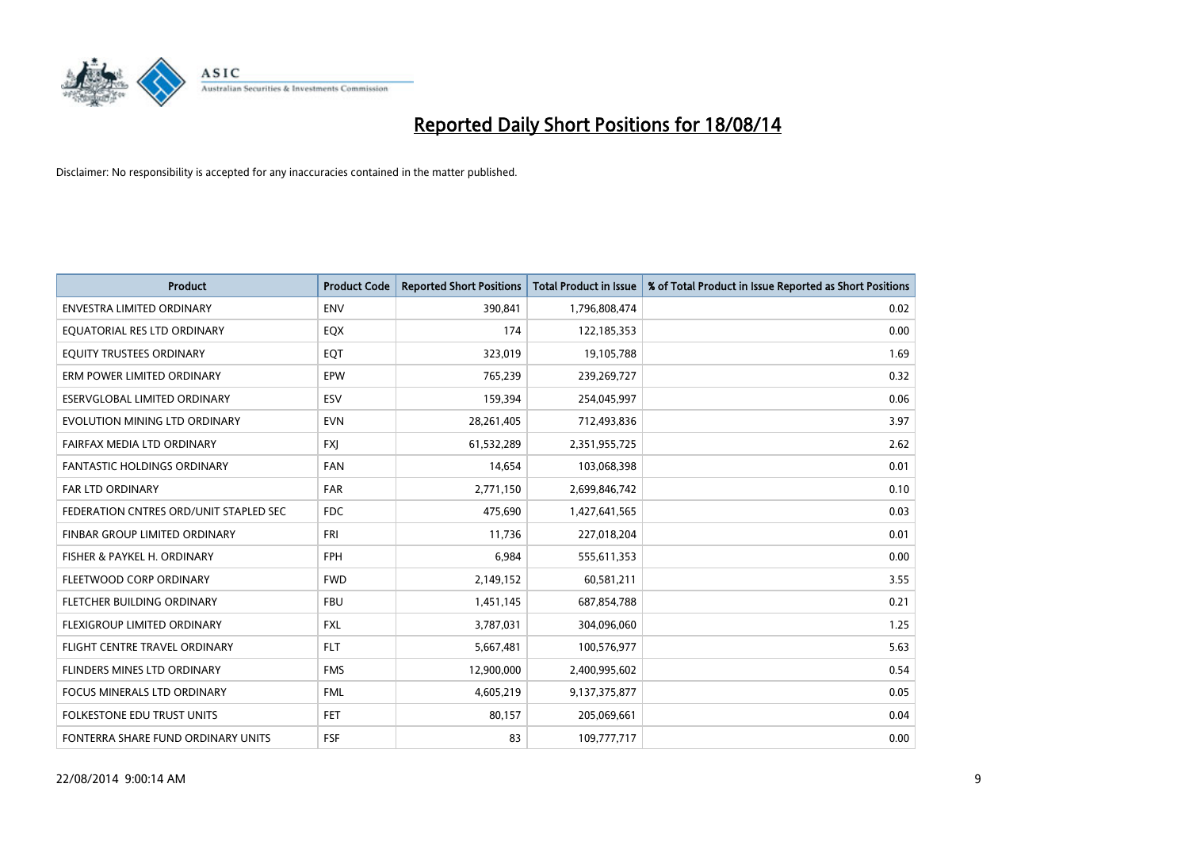# Reported Daily Short Positions for 18/08/14

Disclaimer: No responsibility is accepted for any inaccuracies contained in the matter published.

| Product | Product Code | Reported Short Positions | Total Product in Issue | % of Total Product in Issue Reported as Short Positions |
|---|---|---|---|---|
| ENVESTRA LIMITED ORDINARY | ENV | 390,841 | 1,796,808,474 | 0.02 |
| EQUATORIAL RES LTD ORDINARY | EQX | 174 | 122,185,353 | 0.00 |
| EQUITY TRUSTEES ORDINARY | EQT | 323,019 | 19,105,788 | 1.69 |
| ERM POWER LIMITED ORDINARY | EPW | 765,239 | 239,269,727 | 0.32 |
| ESERVGLOBAL LIMITED ORDINARY | ESV | 159,394 | 254,045,997 | 0.06 |
| EVOLUTION MINING LTD ORDINARY | EVN | 28,261,405 | 712,493,836 | 3.97 |
| FAIRFAX MEDIA LTD ORDINARY | FXJ | 61,532,289 | 2,351,955,725 | 2.62 |
| FANTASTIC HOLDINGS ORDINARY | FAN | 14,654 | 103,068,398 | 0.01 |
| FAR LTD ORDINARY | FAR | 2,771,150 | 2,699,846,742 | 0.10 |
| FEDERATION CNTRES ORD/UNIT STAPLED SEC | FDC | 475,690 | 1,427,641,565 | 0.03 |
| FINBAR GROUP LIMITED ORDINARY | FRI | 11,736 | 227,018,204 | 0.01 |
| FISHER & PAYKEL H. ORDINARY | FPH | 6,984 | 555,611,353 | 0.00 |
| FLEETWOOD CORP ORDINARY | FWD | 2,149,152 | 60,581,211 | 3.55 |
| FLETCHER BUILDING ORDINARY | FBU | 1,451,145 | 687,854,788 | 0.21 |
| FLEXIGROUP LIMITED ORDINARY | FXL | 3,787,031 | 304,096,060 | 1.25 |
| FLIGHT CENTRE TRAVEL ORDINARY | FLT | 5,667,481 | 100,576,977 | 5.63 |
| FLINDERS MINES LTD ORDINARY | FMS | 12,900,000 | 2,400,995,602 | 0.54 |
| FOCUS MINERALS LTD ORDINARY | FML | 4,605,219 | 9,137,375,877 | 0.05 |
| FOLKESTONE EDU TRUST UNITS | FET | 80,157 | 205,069,661 | 0.04 |
| FONTERRA SHARE FUND ORDINARY UNITS | FSF | 83 | 109,777,717 | 0.00 |

22/08/2014 9:00:14 AM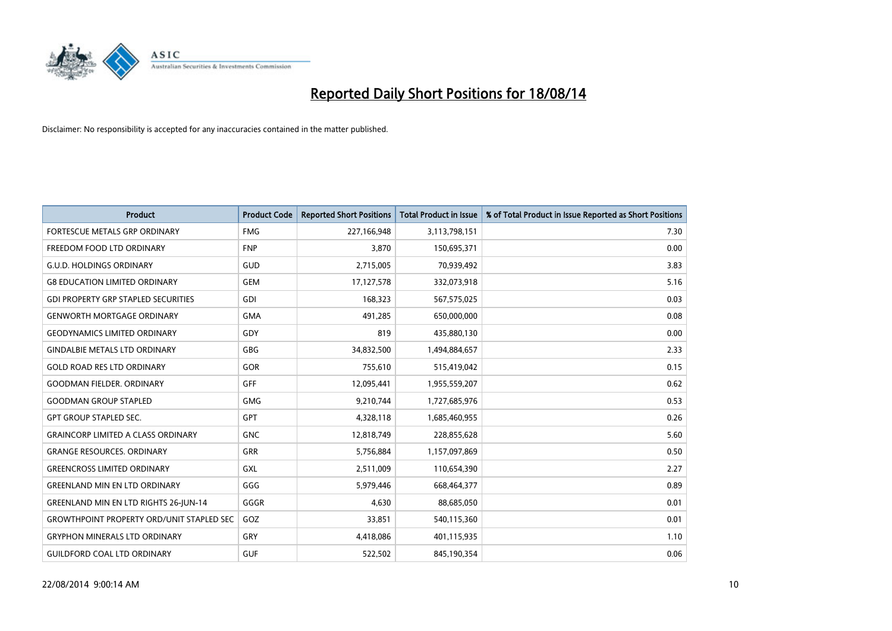# Reported Daily Short Positions for 18/08/14

Disclaimer: No responsibility is accepted for any inaccuracies contained in the matter published.

| Product | Product Code | Reported Short Positions | Total Product in Issue | % of Total Product in Issue Reported as Short Positions |
|---|---|---|---|---|
| FORTESCUE METALS GRP ORDINARY | FMG | 227,166,948 | 3,113,798,151 | 7.30 |
| FREEDOM FOOD LTD ORDINARY | FNP | 3,870 | 150,695,371 | 0.00 |
| G.U.D. HOLDINGS ORDINARY | GUD | 2,715,005 | 70,939,492 | 3.83 |
| G8 EDUCATION LIMITED ORDINARY | GEM | 17,127,578 | 332,073,918 | 5.16 |
| GDI PROPERTY GRP STAPLED SECURITIES | GDI | 168,323 | 567,575,025 | 0.03 |
| GENWORTH MORTGAGE ORDINARY | GMA | 491,285 | 650,000,000 | 0.08 |
| GEODYNAMICS LIMITED ORDINARY | GDY | 819 | 435,880,130 | 0.00 |
| GINDALBIE METALS LTD ORDINARY | GBG | 34,832,500 | 1,494,884,657 | 2.33 |
| GOLD ROAD RES LTD ORDINARY | GOR | 755,610 | 515,419,042 | 0.15 |
| GOODMAN FIELDER. ORDINARY | GFF | 12,095,441 | 1,955,559,207 | 0.62 |
| GOODMAN GROUP STAPLED | GMG | 9,210,744 | 1,727,685,976 | 0.53 |
| GPT GROUP STAPLED SEC. | GPT | 4,328,118 | 1,685,460,955 | 0.26 |
| GRAINCORP LIMITED A CLASS ORDINARY | GNC | 12,818,749 | 228,855,628 | 5.60 |
| GRANGE RESOURCES. ORDINARY | GRR | 5,756,884 | 1,157,097,869 | 0.50 |
| GREENCROSS LIMITED ORDINARY | GXL | 2,511,009 | 110,654,390 | 2.27 |
| GREENLAND MIN EN LTD ORDINARY | GGG | 5,979,446 | 668,464,377 | 0.89 |
| GREENLAND MIN EN LTD RIGHTS 26-JUN-14 | GGGR | 4,630 | 88,685,050 | 0.01 |
| GROWTHPOINT PROPERTY ORD/UNIT STAPLED SEC | GOZ | 33,851 | 540,115,360 | 0.01 |
| GRYPHON MINERALS LTD ORDINARY | GRY | 4,418,086 | 401,115,935 | 1.10 |
| GUILDFORD COAL LTD ORDINARY | GUF | 522,502 | 845,190,354 | 0.06 |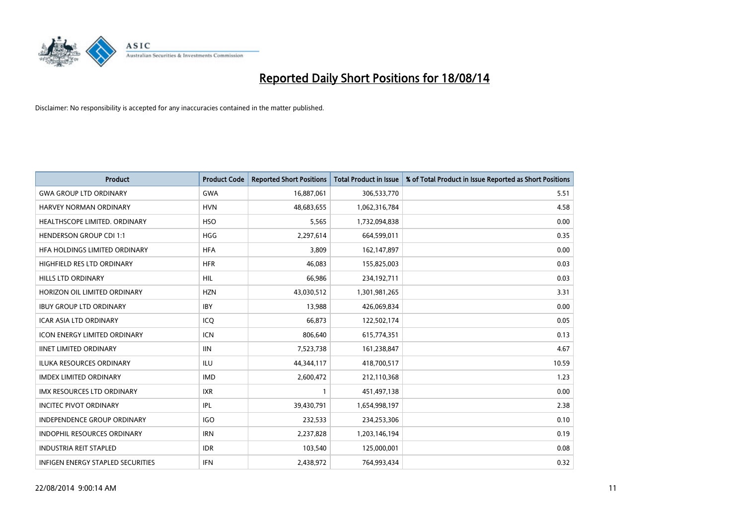# Reported Daily Short Positions for 18/08/14

Disclaimer: No responsibility is accepted for any inaccuracies contained in the matter published.

| Product | Product Code | Reported Short Positions | Total Product in Issue | % of Total Product in Issue Reported as Short Positions |
|---|---|---|---|---|
| GWA GROUP LTD ORDINARY | GWA | 16,887,061 | 306,533,770 | 5.51 |
| HARVEY NORMAN ORDINARY | HVN | 48,683,655 | 1,062,316,784 | 4.58 |
| HEALTHSCOPE LIMITED. ORDINARY | HSO | 5,565 | 1,732,094,838 | 0.00 |
| HENDERSON GROUP CDI 1:1 | HGG | 2,297,614 | 664,599,011 | 0.35 |
| HFA HOLDINGS LIMITED ORDINARY | HFA | 3,809 | 162,147,897 | 0.00 |
| HIGHFIELD RES LTD ORDINARY | HFR | 46,083 | 155,825,003 | 0.03 |
| HILLS LTD ORDINARY | HIL | 66,986 | 234,192,711 | 0.03 |
| HORIZON OIL LIMITED ORDINARY | HZN | 43,030,512 | 1,301,981,265 | 3.31 |
| IBUY GROUP LTD ORDINARY | IBY | 13,988 | 426,069,834 | 0.00 |
| ICAR ASIA LTD ORDINARY | ICQ | 66,873 | 122,502,174 | 0.05 |
| ICON ENERGY LIMITED ORDINARY | ICN | 806,640 | 615,774,351 | 0.13 |
| IINET LIMITED ORDINARY | IIN | 7,523,738 | 161,238,847 | 4.67 |
| ILUKA RESOURCES ORDINARY | ILU | 44,344,117 | 418,700,517 | 10.59 |
| IMDEX LIMITED ORDINARY | IMD | 2,600,472 | 212,110,368 | 1.23 |
| IMX RESOURCES LTD ORDINARY | IXR | 1 | 451,497,138 | 0.00 |
| INCITEC PIVOT ORDINARY | IPL | 39,430,791 | 1,654,998,197 | 2.38 |
| INDEPENDENCE GROUP ORDINARY | IGO | 232,533 | 234,253,306 | 0.10 |
| INDOPHIL RESOURCES ORDINARY | IRN | 2,237,828 | 1,203,146,194 | 0.19 |
| INDUSTRIA REIT STAPLED | IDR | 103,540 | 125,000,001 | 0.08 |
| INFIGEN ENERGY STAPLED SECURITIES | IFN | 2,438,972 | 764,993,434 | 0.32 |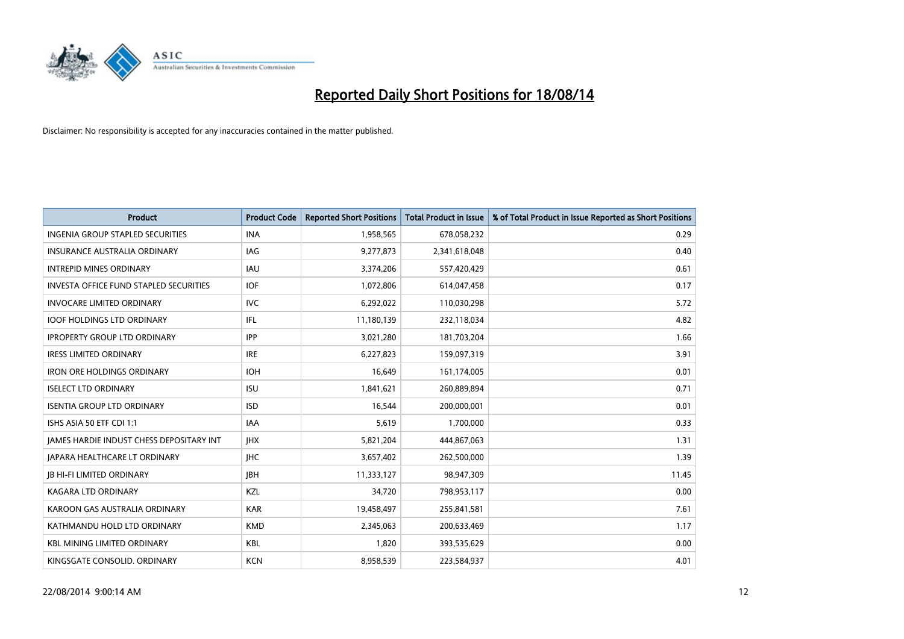# Reported Daily Short Positions for 18/08/14

Disclaimer: No responsibility is accepted for any inaccuracies contained in the matter published.

| Product | Product Code | Reported Short Positions | Total Product in Issue | % of Total Product in Issue Reported as Short Positions |
|---|---|---|---|---|
| INGENIA GROUP STAPLED SECURITIES | INA | 1,958,565 | 678,058,232 | 0.29 |
| INSURANCE AUSTRALIA ORDINARY | IAG | 9,277,873 | 2,341,618,048 | 0.40 |
| INTREPID MINES ORDINARY | IAU | 3,374,206 | 557,420,429 | 0.61 |
| INVESTA OFFICE FUND STAPLED SECURITIES | IOF | 1,072,806 | 614,047,458 | 0.17 |
| INVOCARE LIMITED ORDINARY | IVC | 6,292,022 | 110,030,298 | 5.72 |
| IOOF HOLDINGS LTD ORDINARY | IFL | 11,180,139 | 232,118,034 | 4.82 |
| IPROPERTY GROUP LTD ORDINARY | IPP | 3,021,280 | 181,703,204 | 1.66 |
| IRESS LIMITED ORDINARY | IRE | 6,227,823 | 159,097,319 | 3.91 |
| IRON ORE HOLDINGS ORDINARY | IOH | 16,649 | 161,174,005 | 0.01 |
| ISELECT LTD ORDINARY | ISU | 1,841,621 | 260,889,894 | 0.71 |
| ISENTIA GROUP LTD ORDINARY | ISD | 16,544 | 200,000,001 | 0.01 |
| ISHS ASIA 50 ETF CDI 1:1 | IAA | 5,619 | 1,700,000 | 0.33 |
| JAMES HARDIE INDUST CHESS DEPOSITARY INT | JHX | 5,821,204 | 444,867,063 | 1.31 |
| JAPARA HEALTHCARE LT ORDINARY | JHC | 3,657,402 | 262,500,000 | 1.39 |
| JB HI-FI LIMITED ORDINARY | JBH | 11,333,127 | 98,947,309 | 11.45 |
| KAGARA LTD ORDINARY | KZL | 34,720 | 798,953,117 | 0.00 |
| KAROON GAS AUSTRALIA ORDINARY | KAR | 19,458,497 | 255,841,581 | 7.61 |
| KATHMANDU HOLD LTD ORDINARY | KMD | 2,345,063 | 200,633,469 | 1.17 |
| KBL MINING LIMITED ORDINARY | KBL | 1,820 | 393,535,629 | 0.00 |
| KINGSGATE CONSOLID. ORDINARY | KCN | 8,958,539 | 223,584,937 | 4.01 |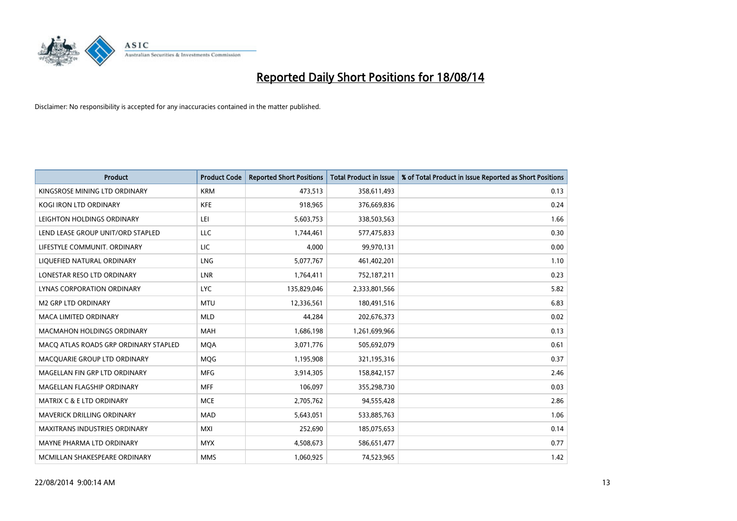# Reported Daily Short Positions for 18/08/14

Disclaimer: No responsibility is accepted for any inaccuracies contained in the matter published.

| Product | Product Code | Reported Short Positions | Total Product in Issue | % of Total Product in Issue Reported as Short Positions |
|---|---|---|---|---|
| KINGSROSE MINING LTD ORDINARY | KRM | 473,513 | 358,611,493 | 0.13 |
| KOGI IRON LTD ORDINARY | KFE | 918,965 | 376,669,836 | 0.24 |
| LEIGHTON HOLDINGS ORDINARY | LEI | 5,603,753 | 338,503,563 | 1.66 |
| LEND LEASE GROUP UNIT/ORD STAPLED | LLC | 1,744,461 | 577,475,833 | 0.30 |
| LIFESTYLE COMMUNIT. ORDINARY | LIC | 4,000 | 99,970,131 | 0.00 |
| LIQUEFIED NATURAL ORDINARY | LNG | 5,077,767 | 461,402,201 | 1.10 |
| LONESTAR RESO LTD ORDINARY | LNR | 1,764,411 | 752,187,211 | 0.23 |
| LYNAS CORPORATION ORDINARY | LYC | 135,829,046 | 2,333,801,566 | 5.82 |
| M2 GRP LTD ORDINARY | MTU | 12,336,561 | 180,491,516 | 6.83 |
| MACA LIMITED ORDINARY | MLD | 44,284 | 202,676,373 | 0.02 |
| MACMAHON HOLDINGS ORDINARY | MAH | 1,686,198 | 1,261,699,966 | 0.13 |
| MACQ ATLAS ROADS GRP ORDINARY STAPLED | MQA | 3,071,776 | 505,692,079 | 0.61 |
| MACQUARIE GROUP LTD ORDINARY | MQG | 1,195,908 | 321,195,316 | 0.37 |
| MAGELLAN FIN GRP LTD ORDINARY | MFG | 3,914,305 | 158,842,157 | 2.46 |
| MAGELLAN FLAGSHIP ORDINARY | MFF | 106,097 | 355,298,730 | 0.03 |
| MATRIX C & E LTD ORDINARY | MCE | 2,705,762 | 94,555,428 | 2.86 |
| MAVERICK DRILLING ORDINARY | MAD | 5,643,051 | 533,885,763 | 1.06 |
| MAXITRANS INDUSTRIES ORDINARY | MXI | 252,690 | 185,075,653 | 0.14 |
| MAYNE PHARMA LTD ORDINARY | MYX | 4,508,673 | 586,651,477 | 0.77 |
| MCMILLAN SHAKESPEARE ORDINARY | MMS | 1,060,925 | 74,523,965 | 1.42 |

22/08/2014 9:00:14 AM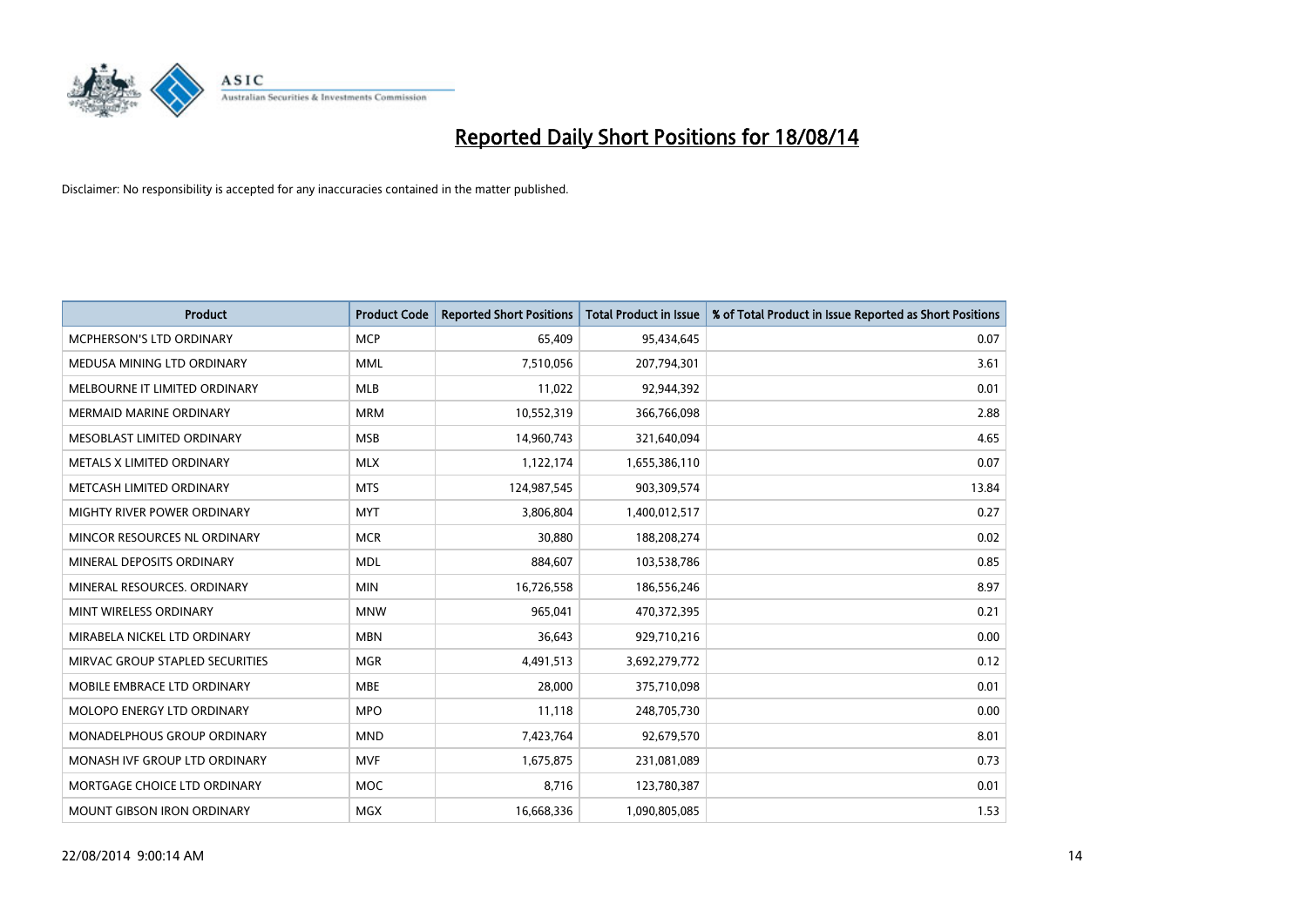# Reported Daily Short Positions for 18/08/14

Disclaimer: No responsibility is accepted for any inaccuracies contained in the matter published.

| Product | Product Code | Reported Short Positions | Total Product in Issue | % of Total Product in Issue Reported as Short Positions |
|---|---|---|---|---|
| MCPHERSON'S LTD ORDINARY | MCP | 65,409 | 95,434,645 | 0.07 |
| MEDUSA MINING LTD ORDINARY | MML | 7,510,056 | 207,794,301 | 3.61 |
| MELBOURNE IT LIMITED ORDINARY | MLB | 11,022 | 92,944,392 | 0.01 |
| MERMAID MARINE ORDINARY | MRM | 10,552,319 | 366,766,098 | 2.88 |
| MESOBLAST LIMITED ORDINARY | MSB | 14,960,743 | 321,640,094 | 4.65 |
| METALS X LIMITED ORDINARY | MLX | 1,122,174 | 1,655,386,110 | 0.07 |
| METCASH LIMITED ORDINARY | MTS | 124,987,545 | 903,309,574 | 13.84 |
| MIGHTY RIVER POWER ORDINARY | MYT | 3,806,804 | 1,400,012,517 | 0.27 |
| MINCOR RESOURCES NL ORDINARY | MCR | 30,880 | 188,208,274 | 0.02 |
| MINERAL DEPOSITS ORDINARY | MDL | 884,607 | 103,538,786 | 0.85 |
| MINERAL RESOURCES. ORDINARY | MIN | 16,726,558 | 186,556,246 | 8.97 |
| MINT WIRELESS ORDINARY | MNW | 965,041 | 470,372,395 | 0.21 |
| MIRABELA NICKEL LTD ORDINARY | MBN | 36,643 | 929,710,216 | 0.00 |
| MIRVAC GROUP STAPLED SECURITIES | MGR | 4,491,513 | 3,692,279,772 | 0.12 |
| MOBILE EMBRACE LTD ORDINARY | MBE | 28,000 | 375,710,098 | 0.01 |
| MOLOPO ENERGY LTD ORDINARY | MPO | 11,118 | 248,705,730 | 0.00 |
| MONADELPHOUS GROUP ORDINARY | MND | 7,423,764 | 92,679,570 | 8.01 |
| MONASH IVF GROUP LTD ORDINARY | MVF | 1,675,875 | 231,081,089 | 0.73 |
| MORTGAGE CHOICE LTD ORDINARY | MOC | 8,716 | 123,780,387 | 0.01 |
| MOUNT GIBSON IRON ORDINARY | MGX | 16,668,336 | 1,090,805,085 | 1.53 |

22/08/2014 9:00:14 AM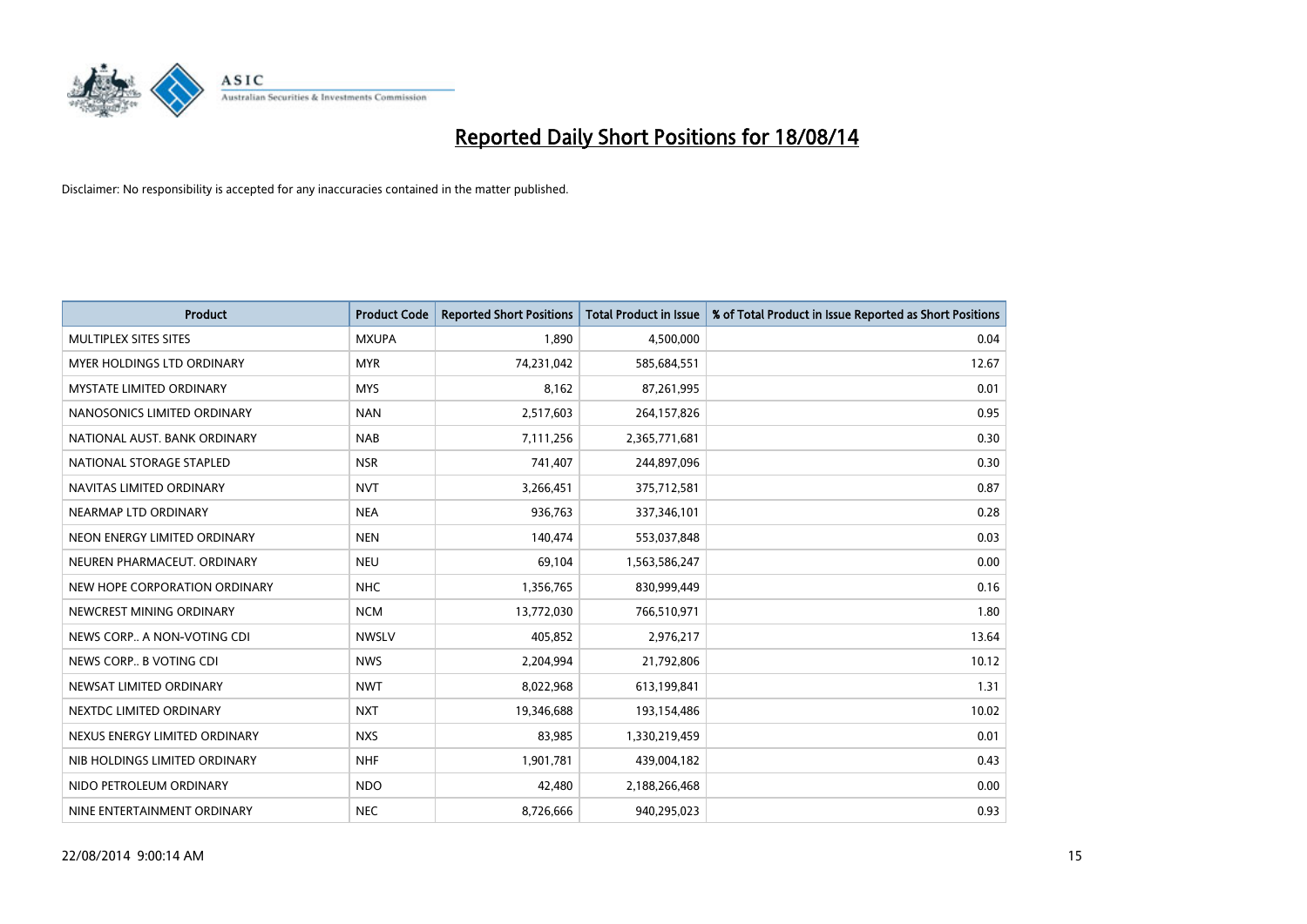# Reported Daily Short Positions for 18/08/14

Disclaimer: No responsibility is accepted for any inaccuracies contained in the matter published.

| Product | Product Code | Reported Short Positions | Total Product in Issue | % of Total Product in Issue Reported as Short Positions |
|---|---|---|---|---|
| MULTIPLEX SITES SITES | MXUPA | 1,890 | 4,500,000 | 0.04 |
| MYER HOLDINGS LTD ORDINARY | MYR | 74,231,042 | 585,684,551 | 12.67 |
| MYSTATE LIMITED ORDINARY | MYS | 8,162 | 87,261,995 | 0.01 |
| NANOSONICS LIMITED ORDINARY | NAN | 2,517,603 | 264,157,826 | 0.95 |
| NATIONAL AUST. BANK ORDINARY | NAB | 7,111,256 | 2,365,771,681 | 0.30 |
| NATIONAL STORAGE STAPLED | NSR | 741,407 | 244,897,096 | 0.30 |
| NAVITAS LIMITED ORDINARY | NVT | 3,266,451 | 375,712,581 | 0.87 |
| NEARMAP LTD ORDINARY | NEA | 936,763 | 337,346,101 | 0.28 |
| NEON ENERGY LIMITED ORDINARY | NEN | 140,474 | 553,037,848 | 0.03 |
| NEUREN PHARMACEUT. ORDINARY | NEU | 69,104 | 1,563,586,247 | 0.00 |
| NEW HOPE CORPORATION ORDINARY | NHC | 1,356,765 | 830,999,449 | 0.16 |
| NEWCREST MINING ORDINARY | NCM | 13,772,030 | 766,510,971 | 1.80 |
| NEWS CORP.. A NON-VOTING CDI | NWSLV | 405,852 | 2,976,217 | 13.64 |
| NEWS CORP.. B VOTING CDI | NWS | 2,204,994 | 21,792,806 | 10.12 |
| NEWSAT LIMITED ORDINARY | NWT | 8,022,968 | 613,199,841 | 1.31 |
| NEXTDC LIMITED ORDINARY | NXT | 19,346,688 | 193,154,486 | 10.02 |
| NEXUS ENERGY LIMITED ORDINARY | NXS | 83,985 | 1,330,219,459 | 0.01 |
| NIB HOLDINGS LIMITED ORDINARY | NHF | 1,901,781 | 439,004,182 | 0.43 |
| NIDO PETROLEUM ORDINARY | NDO | 42,480 | 2,188,266,468 | 0.00 |
| NINE ENTERTAINMENT ORDINARY | NEC | 8,726,666 | 940,295,023 | 0.93 |

22/08/2014 9:00:14 AM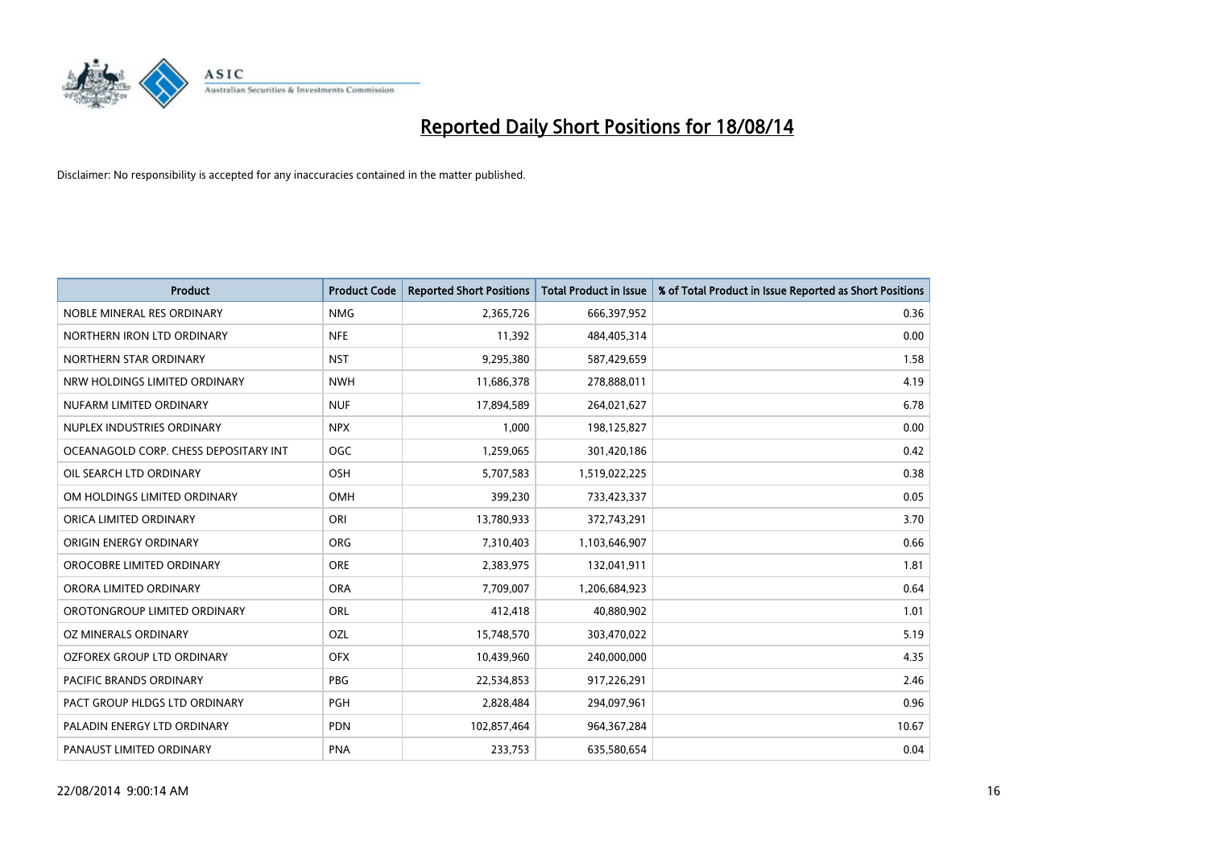# Reported Daily Short Positions for 18/08/14

Disclaimer: No responsibility is accepted for any inaccuracies contained in the matter published.

| Product | Product Code | Reported Short Positions | Total Product in Issue | % of Total Product in Issue Reported as Short Positions |
|---|---|---|---|---|
| NOBLE MINERAL RES ORDINARY | NMG | 2,365,726 | 666,397,952 | 0.36 |
| NORTHERN IRON LTD ORDINARY | NFE | 11,392 | 484,405,314 | 0.00 |
| NORTHERN STAR ORDINARY | NST | 9,295,380 | 587,429,659 | 1.58 |
| NRW HOLDINGS LIMITED ORDINARY | NWH | 11,686,378 | 278,888,011 | 4.19 |
| NUFARM LIMITED ORDINARY | NUF | 17,894,589 | 264,021,627 | 6.78 |
| NUPLEX INDUSTRIES ORDINARY | NPX | 1,000 | 198,125,827 | 0.00 |
| OCEANAGOLD CORP. CHESS DEPOSITARY INT | OGC | 1,259,065 | 301,420,186 | 0.42 |
| OIL SEARCH LTD ORDINARY | OSH | 5,707,583 | 1,519,022,225 | 0.38 |
| OM HOLDINGS LIMITED ORDINARY | OMH | 399,230 | 733,423,337 | 0.05 |
| ORICA LIMITED ORDINARY | ORI | 13,780,933 | 372,743,291 | 3.70 |
| ORIGIN ENERGY ORDINARY | ORG | 7,310,403 | 1,103,646,907 | 0.66 |
| OROCOBRE LIMITED ORDINARY | ORE | 2,383,975 | 132,041,911 | 1.81 |
| ORORA LIMITED ORDINARY | ORA | 7,709,007 | 1,206,684,923 | 0.64 |
| OROTONGROUP LIMITED ORDINARY | ORL | 412,418 | 40,880,902 | 1.01 |
| OZ MINERALS ORDINARY | OZL | 15,748,570 | 303,470,022 | 5.19 |
| OZFOREX GROUP LTD ORDINARY | OFX | 10,439,960 | 240,000,000 | 4.35 |
| PACIFIC BRANDS ORDINARY | PBG | 22,534,853 | 917,226,291 | 2.46 |
| PACT GROUP HLDGS LTD ORDINARY | PGH | 2,828,484 | 294,097,961 | 0.96 |
| PALADIN ENERGY LTD ORDINARY | PDN | 102,857,464 | 964,367,284 | 10.67 |
| PANAUST LIMITED ORDINARY | PNA | 233,753 | 635,580,654 | 0.04 |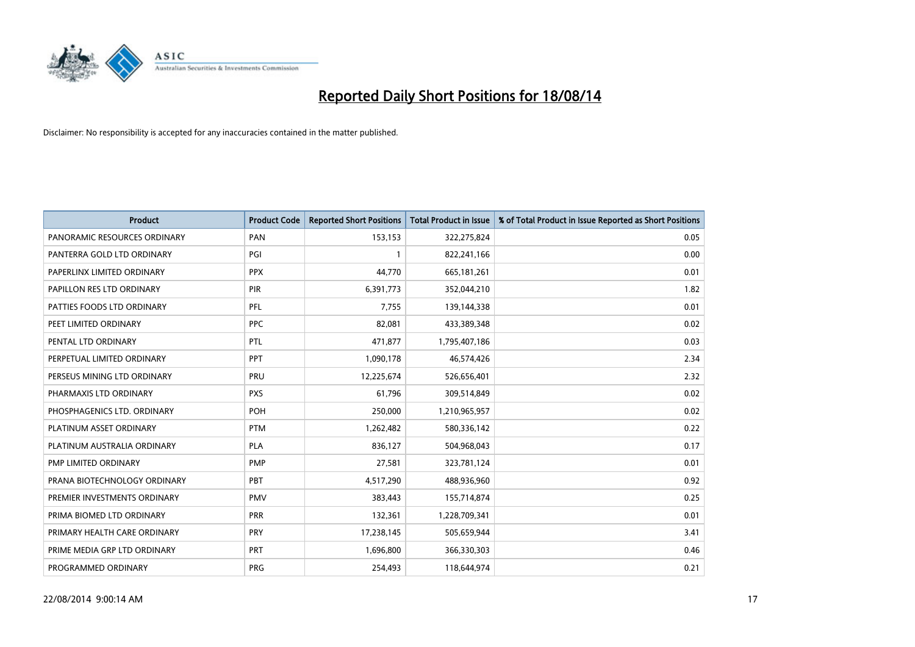# Reported Daily Short Positions for 18/08/14

Disclaimer: No responsibility is accepted for any inaccuracies contained in the matter published.

| Product | Product Code | Reported Short Positions | Total Product in Issue | % of Total Product in Issue Reported as Short Positions |
|---|---|---|---|---|
| PANORAMIC RESOURCES ORDINARY | PAN | 153,153 | 322,275,824 | 0.05 |
| PANTERRA GOLD LTD ORDINARY | PGI | 1 | 822,241,166 | 0.00 |
| PAPERLINX LIMITED ORDINARY | PPX | 44,770 | 665,181,261 | 0.01 |
| PAPILLON RES LTD ORDINARY | PIR | 6,391,773 | 352,044,210 | 1.82 |
| PATTIES FOODS LTD ORDINARY | PFL | 7,755 | 139,144,338 | 0.01 |
| PEET LIMITED ORDINARY | PPC | 82,081 | 433,389,348 | 0.02 |
| PENTAL LTD ORDINARY | PTL | 471,877 | 1,795,407,186 | 0.03 |
| PERPETUAL LIMITED ORDINARY | PPT | 1,090,178 | 46,574,426 | 2.34 |
| PERSEUS MINING LTD ORDINARY | PRU | 12,225,674 | 526,656,401 | 2.32 |
| PHARMAXIS LTD ORDINARY | PXS | 61,796 | 309,514,849 | 0.02 |
| PHOSPHAGENICS LTD. ORDINARY | POH | 250,000 | 1,210,965,957 | 0.02 |
| PLATINUM ASSET ORDINARY | PTM | 1,262,482 | 580,336,142 | 0.22 |
| PLATINUM AUSTRALIA ORDINARY | PLA | 836,127 | 504,968,043 | 0.17 |
| PMP LIMITED ORDINARY | PMP | 27,581 | 323,781,124 | 0.01 |
| PRANA BIOTECHNOLOGY ORDINARY | PBT | 4,517,290 | 488,936,960 | 0.92 |
| PREMIER INVESTMENTS ORDINARY | PMV | 383,443 | 155,714,874 | 0.25 |
| PRIMA BIOMED LTD ORDINARY | PRR | 132,361 | 1,228,709,341 | 0.01 |
| PRIMARY HEALTH CARE ORDINARY | PRY | 17,238,145 | 505,659,944 | 3.41 |
| PRIME MEDIA GRP LTD ORDINARY | PRT | 1,696,800 | 366,330,303 | 0.46 |
| PROGRAMMED ORDINARY | PRG | 254,493 | 118,644,974 | 0.21 |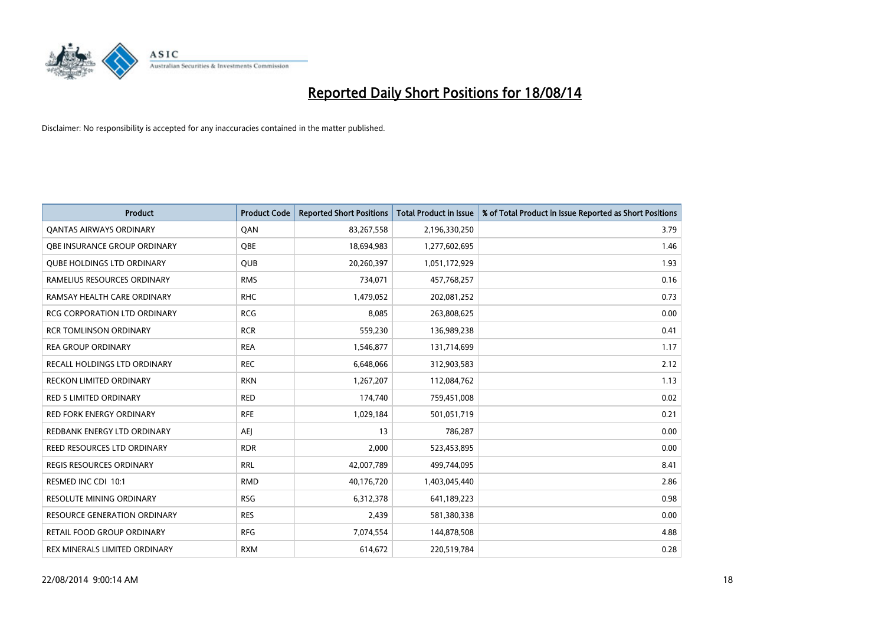# Reported Daily Short Positions for 18/08/14

Disclaimer: No responsibility is accepted for any inaccuracies contained in the matter published.

| Product | Product Code | Reported Short Positions | Total Product in Issue | % of Total Product in Issue Reported as Short Positions |
|---|---|---|---|---|
| QANTAS AIRWAYS ORDINARY | QAN | 83,267,558 | 2,196,330,250 | 3.79 |
| QBE INSURANCE GROUP ORDINARY | QBE | 18,694,983 | 1,277,602,695 | 1.46 |
| QUBE HOLDINGS LTD ORDINARY | QUB | 20,260,397 | 1,051,172,929 | 1.93 |
| RAMELIUS RESOURCES ORDINARY | RMS | 734,071 | 457,768,257 | 0.16 |
| RAMSAY HEALTH CARE ORDINARY | RHC | 1,479,052 | 202,081,252 | 0.73 |
| RCG CORPORATION LTD ORDINARY | RCG | 8,085 | 263,808,625 | 0.00 |
| RCR TOMLINSON ORDINARY | RCR | 559,230 | 136,989,238 | 0.41 |
| REA GROUP ORDINARY | REA | 1,546,877 | 131,714,699 | 1.17 |
| RECALL HOLDINGS LTD ORDINARY | REC | 6,648,066 | 312,903,583 | 2.12 |
| RECKON LIMITED ORDINARY | RKN | 1,267,207 | 112,084,762 | 1.13 |
| RED 5 LIMITED ORDINARY | RED | 174,740 | 759,451,008 | 0.02 |
| RED FORK ENERGY ORDINARY | RFE | 1,029,184 | 501,051,719 | 0.21 |
| REDBANK ENERGY LTD ORDINARY | AEJ | 13 | 786,287 | 0.00 |
| REED RESOURCES LTD ORDINARY | RDR | 2,000 | 523,453,895 | 0.00 |
| REGIS RESOURCES ORDINARY | RRL | 42,007,789 | 499,744,095 | 8.41 |
| RESMED INC CDI 10:1 | RMD | 40,176,720 | 1,403,045,440 | 2.86 |
| RESOLUTE MINING ORDINARY | RSG | 6,312,378 | 641,189,223 | 0.98 |
| RESOURCE GENERATION ORDINARY | RES | 2,439 | 581,380,338 | 0.00 |
| RETAIL FOOD GROUP ORDINARY | RFG | 7,074,554 | 144,878,508 | 4.88 |
| REX MINERALS LIMITED ORDINARY | RXM | 614,672 | 220,519,784 | 0.28 |

22/08/2014 9:00:14 AM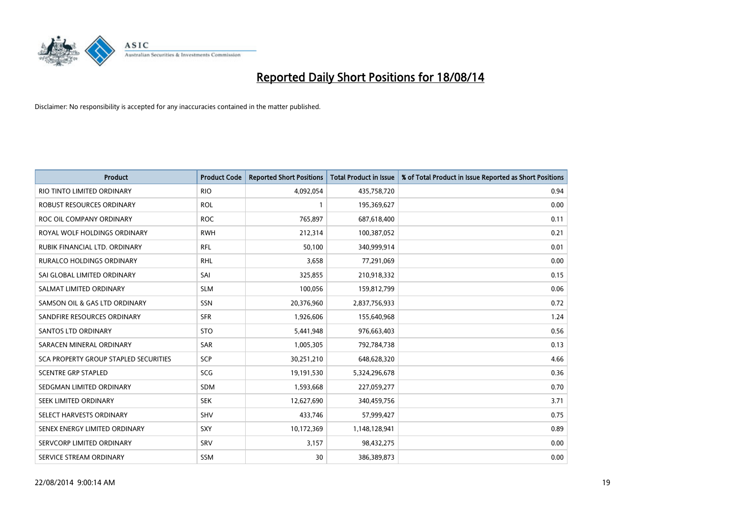# Reported Daily Short Positions for 18/08/14

Disclaimer: No responsibility is accepted for any inaccuracies contained in the matter published.

| Product | Product Code | Reported Short Positions | Total Product in Issue | % of Total Product in Issue Reported as Short Positions |
|---|---|---|---|---|
| RIO TINTO LIMITED ORDINARY | RIO | 4,092,054 | 435,758,720 | 0.94 |
| ROBUST RESOURCES ORDINARY | ROL | 1 | 195,369,627 | 0.00 |
| ROC OIL COMPANY ORDINARY | ROC | 765,897 | 687,618,400 | 0.11 |
| ROYAL WOLF HOLDINGS ORDINARY | RWH | 212,314 | 100,387,052 | 0.21 |
| RUBIK FINANCIAL LTD. ORDINARY | RFL | 50,100 | 340,999,914 | 0.01 |
| RURALCO HOLDINGS ORDINARY | RHL | 3,658 | 77,291,069 | 0.00 |
| SAI GLOBAL LIMITED ORDINARY | SAI | 325,855 | 210,918,332 | 0.15 |
| SALMAT LIMITED ORDINARY | SLM | 100,056 | 159,812,799 | 0.06 |
| SAMSON OIL & GAS LTD ORDINARY | SSN | 20,376,960 | 2,837,756,933 | 0.72 |
| SANDFIRE RESOURCES ORDINARY | SFR | 1,926,606 | 155,640,968 | 1.24 |
| SANTOS LTD ORDINARY | STO | 5,441,948 | 976,663,403 | 0.56 |
| SARACEN MINERAL ORDINARY | SAR | 1,005,305 | 792,784,738 | 0.13 |
| SCA PROPERTY GROUP STAPLED SECURITIES | SCP | 30,251,210 | 648,628,320 | 4.66 |
| SCENTRE GRP STAPLED | SCG | 19,191,530 | 5,324,296,678 | 0.36 |
| SEDGMAN LIMITED ORDINARY | SDM | 1,593,668 | 227,059,277 | 0.70 |
| SEEK LIMITED ORDINARY | SEK | 12,627,690 | 340,459,756 | 3.71 |
| SELECT HARVESTS ORDINARY | SHV | 433,746 | 57,999,427 | 0.75 |
| SENEX ENERGY LIMITED ORDINARY | SXY | 10,172,369 | 1,148,128,941 | 0.89 |
| SERVCORP LIMITED ORDINARY | SRV | 3,157 | 98,432,275 | 0.00 |
| SERVICE STREAM ORDINARY | SSM | 30 | 386,389,873 | 0.00 |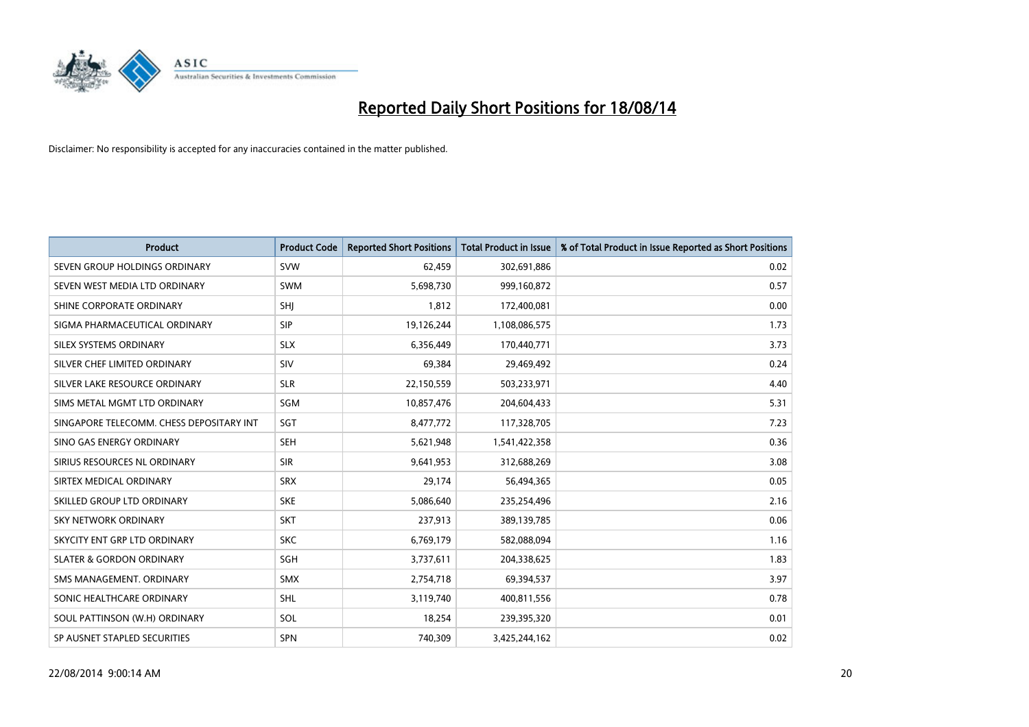# Reported Daily Short Positions for 18/08/14

Disclaimer: No responsibility is accepted for any inaccuracies contained in the matter published.

| Product | Product Code | Reported Short Positions | Total Product in Issue | % of Total Product in Issue Reported as Short Positions |
|---|---|---|---|---|
| SEVEN GROUP HOLDINGS ORDINARY | SVW | 62,459 | 302,691,886 | 0.02 |
| SEVEN WEST MEDIA LTD ORDINARY | SWM | 5,698,730 | 999,160,872 | 0.57 |
| SHINE CORPORATE ORDINARY | SHJ | 1,812 | 172,400,081 | 0.00 |
| SIGMA PHARMACEUTICAL ORDINARY | SIP | 19,126,244 | 1,108,086,575 | 1.73 |
| SILEX SYSTEMS ORDINARY | SLX | 6,356,449 | 170,440,771 | 3.73 |
| SILVER CHEF LIMITED ORDINARY | SIV | 69,384 | 29,469,492 | 0.24 |
| SILVER LAKE RESOURCE ORDINARY | SLR | 22,150,559 | 503,233,971 | 4.40 |
| SIMS METAL MGMT LTD ORDINARY | SGM | 10,857,476 | 204,604,433 | 5.31 |
| SINGAPORE TELECOMM. CHESS DEPOSITARY INT | SGT | 8,477,772 | 117,328,705 | 7.23 |
| SINO GAS ENERGY ORDINARY | SEH | 5,621,948 | 1,541,422,358 | 0.36 |
| SIRIUS RESOURCES NL ORDINARY | SIR | 9,641,953 | 312,688,269 | 3.08 |
| SIRTEX MEDICAL ORDINARY | SRX | 29,174 | 56,494,365 | 0.05 |
| SKILLED GROUP LTD ORDINARY | SKE | 5,086,640 | 235,254,496 | 2.16 |
| SKY NETWORK ORDINARY | SKT | 237,913 | 389,139,785 | 0.06 |
| SKYCITY ENT GRP LTD ORDINARY | SKC | 6,769,179 | 582,088,094 | 1.16 |
| SLATER & GORDON ORDINARY | SGH | 3,737,611 | 204,338,625 | 1.83 |
| SMS MANAGEMENT. ORDINARY | SMX | 2,754,718 | 69,394,537 | 3.97 |
| SONIC HEALTHCARE ORDINARY | SHL | 3,119,740 | 400,811,556 | 0.78 |
| SOUL PATTINSON (W.H) ORDINARY | SOL | 18,254 | 239,395,320 | 0.01 |
| SP AUSNET STAPLED SECURITIES | SPN | 740,309 | 3,425,244,162 | 0.02 |

22/08/2014 9:00:14 AM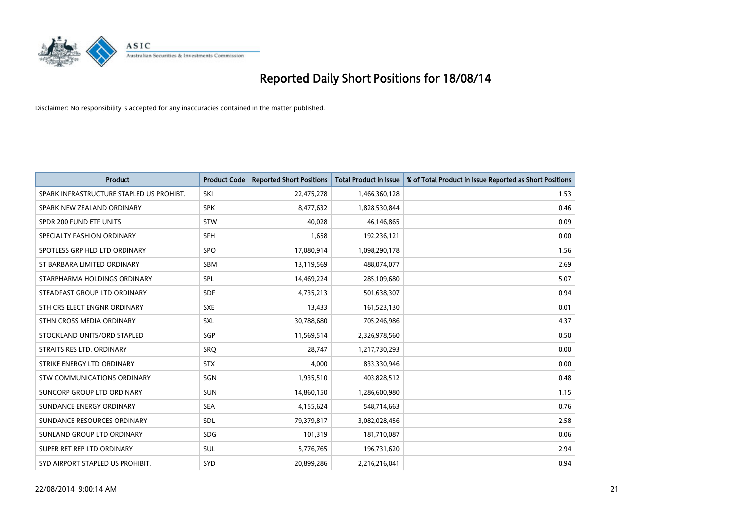# Reported Daily Short Positions for 18/08/14

Disclaimer: No responsibility is accepted for any inaccuracies contained in the matter published.

| Product | Product Code | Reported Short Positions | Total Product in Issue | % of Total Product in Issue Reported as Short Positions |
| --- | --- | --- | --- | --- |
| SPARK INFRASTRUCTURE STAPLED US PROHIBT. | SKI | 22,475,278 | 1,466,360,128 | 1.53 |
| SPARK NEW ZEALAND ORDINARY | SPK | 8,477,632 | 1,828,530,844 | 0.46 |
| SPDR 200 FUND ETF UNITS | STW | 40,028 | 46,146,865 | 0.09 |
| SPECIALTY FASHION ORDINARY | SFH | 1,658 | 192,236,121 | 0.00 |
| SPOTLESS GRP HLD LTD ORDINARY | SPO | 17,080,914 | 1,098,290,178 | 1.56 |
| ST BARBARA LIMITED ORDINARY | SBM | 13,119,569 | 488,074,077 | 2.69 |
| STARPHARMA HOLDINGS ORDINARY | SPL | 14,469,224 | 285,109,680 | 5.07 |
| STEADFAST GROUP LTD ORDINARY | SDF | 4,735,213 | 501,638,307 | 0.94 |
| STH CRS ELECT ENGNR ORDINARY | SXE | 13,433 | 161,523,130 | 0.01 |
| STHN CROSS MEDIA ORDINARY | SXL | 30,788,680 | 705,246,986 | 4.37 |
| STOCKLAND UNITS/ORD STAPLED | SGP | 11,569,514 | 2,326,978,560 | 0.50 |
| STRAITS RES LTD. ORDINARY | SRQ | 28,747 | 1,217,730,293 | 0.00 |
| STRIKE ENERGY LTD ORDINARY | STX | 4,000 | 833,330,946 | 0.00 |
| STW COMMUNICATIONS ORDINARY | SGN | 1,935,510 | 403,828,512 | 0.48 |
| SUNCORP GROUP LTD ORDINARY | SUN | 14,860,150 | 1,286,600,980 | 1.15 |
| SUNDANCE ENERGY ORDINARY | SEA | 4,155,624 | 548,714,663 | 0.76 |
| SUNDANCE RESOURCES ORDINARY | SDL | 79,379,817 | 3,082,028,456 | 2.58 |
| SUNLAND GROUP LTD ORDINARY | SDG | 101,319 | 181,710,087 | 0.06 |
| SUPER RET REP LTD ORDINARY | SUL | 5,776,765 | 196,731,620 | 2.94 |
| SYD AIRPORT STAPLED US PROHIBIT. | SYD | 20,899,286 | 2,216,216,041 | 0.94 |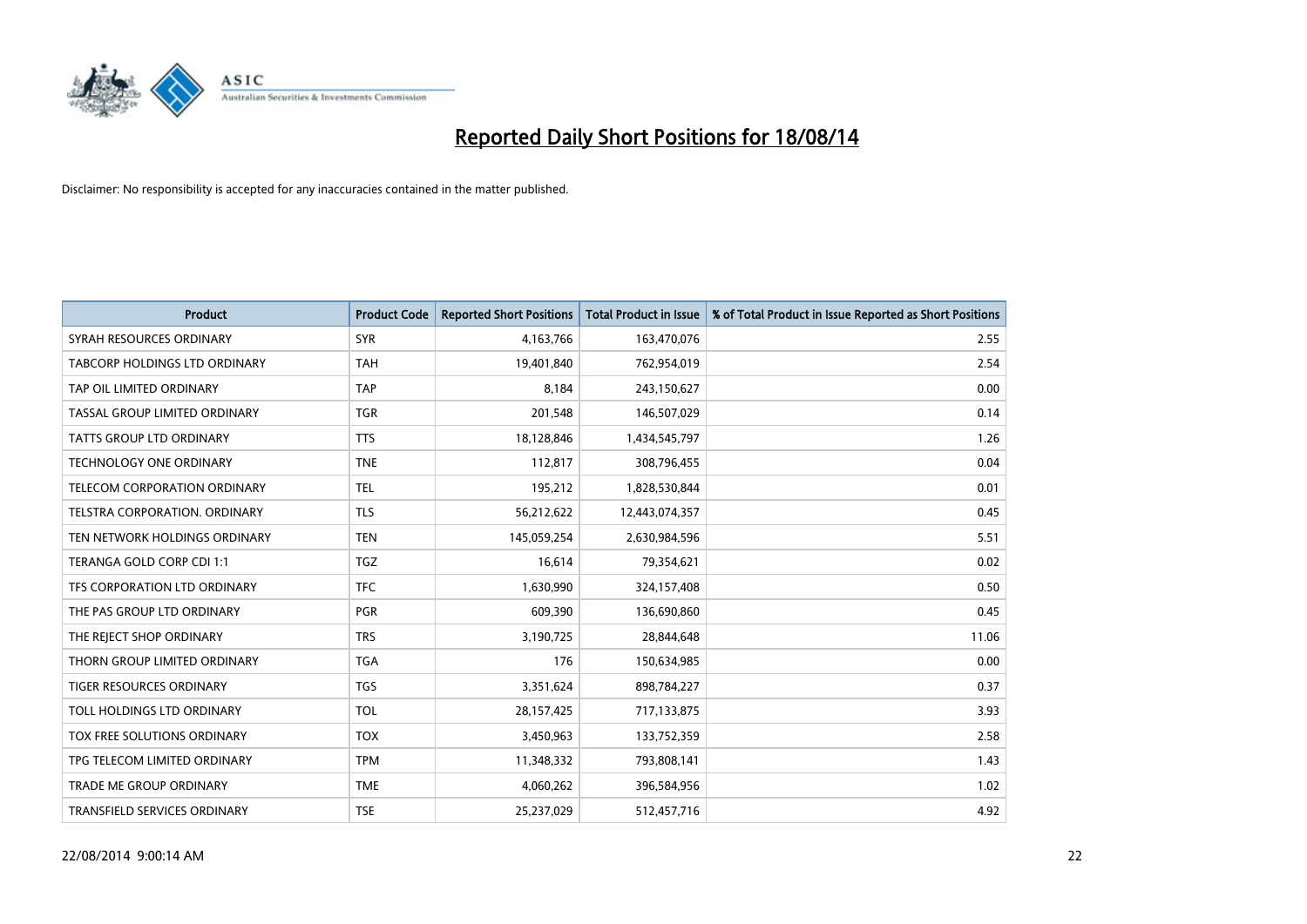# Reported Daily Short Positions for 18/08/14

Disclaimer: No responsibility is accepted for any inaccuracies contained in the matter published.

| Product | Product Code | Reported Short Positions | Total Product in Issue | % of Total Product in Issue Reported as Short Positions |
| --- | --- | --- | --- | --- |
| SYRAH RESOURCES ORDINARY | SYR | 4,163,766 | 163,470,076 | 2.55 |
| TABCORP HOLDINGS LTD ORDINARY | TAH | 19,401,840 | 762,954,019 | 2.54 |
| TAP OIL LIMITED ORDINARY | TAP | 8,184 | 243,150,627 | 0.00 |
| TASSAL GROUP LIMITED ORDINARY | TGR | 201,548 | 146,507,029 | 0.14 |
| TATTS GROUP LTD ORDINARY | TTS | 18,128,846 | 1,434,545,797 | 1.26 |
| TECHNOLOGY ONE ORDINARY | TNE | 112,817 | 308,796,455 | 0.04 |
| TELECOM CORPORATION ORDINARY | TEL | 195,212 | 1,828,530,844 | 0.01 |
| TELSTRA CORPORATION. ORDINARY | TLS | 56,212,622 | 12,443,074,357 | 0.45 |
| TEN NETWORK HOLDINGS ORDINARY | TEN | 145,059,254 | 2,630,984,596 | 5.51 |
| TERANGA GOLD CORP CDI 1:1 | TGZ | 16,614 | 79,354,621 | 0.02 |
| TFS CORPORATION LTD ORDINARY | TFC | 1,630,990 | 324,157,408 | 0.50 |
| THE PAS GROUP LTD ORDINARY | PGR | 609,390 | 136,690,860 | 0.45 |
| THE REJECT SHOP ORDINARY | TRS | 3,190,725 | 28,844,648 | 11.06 |
| THORN GROUP LIMITED ORDINARY | TGA | 176 | 150,634,985 | 0.00 |
| TIGER RESOURCES ORDINARY | TGS | 3,351,624 | 898,784,227 | 0.37 |
| TOLL HOLDINGS LTD ORDINARY | TOL | 28,157,425 | 717,133,875 | 3.93 |
| TOX FREE SOLUTIONS ORDINARY | TOX | 3,450,963 | 133,752,359 | 2.58 |
| TPG TELECOM LIMITED ORDINARY | TPM | 11,348,332 | 793,808,141 | 1.43 |
| TRADE ME GROUP ORDINARY | TME | 4,060,262 | 396,584,956 | 1.02 |
| TRANSFIELD SERVICES ORDINARY | TSE | 25,237,029 | 512,457,716 | 4.92 |

22/08/2014 9:00:14 AM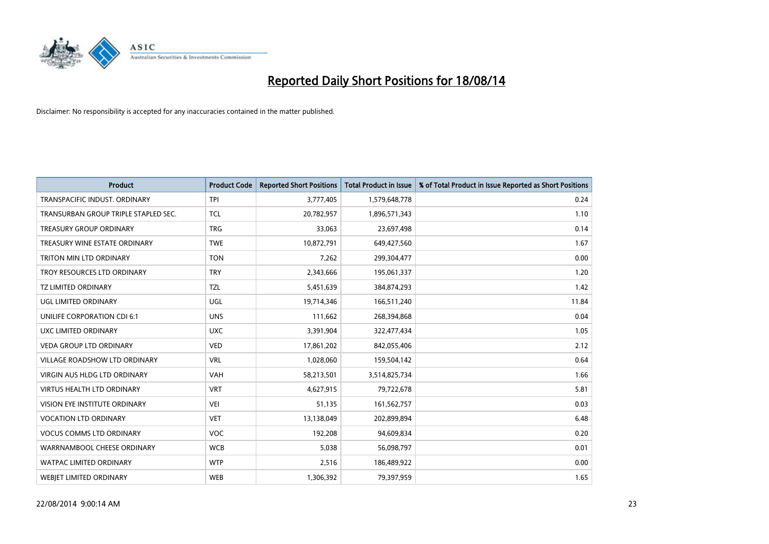# Reported Daily Short Positions for 18/08/14

Disclaimer: No responsibility is accepted for any inaccuracies contained in the matter published.

| Product | Product Code | Reported Short Positions | Total Product in Issue | % of Total Product in Issue Reported as Short Positions |
|---|---|---|---|---|
| TRANSPACIFIC INDUST. ORDINARY | TPI | 3,777,405 | 1,579,648,778 | 0.24 |
| TRANSURBAN GROUP TRIPLE STAPLED SEC. | TCL | 20,782,957 | 1,896,571,343 | 1.10 |
| TREASURY GROUP ORDINARY | TRG | 33,063 | 23,697,498 | 0.14 |
| TREASURY WINE ESTATE ORDINARY | TWE | 10,872,791 | 649,427,560 | 1.67 |
| TRITON MIN LTD ORDINARY | TON | 7,262 | 299,304,477 | 0.00 |
| TROY RESOURCES LTD ORDINARY | TRY | 2,343,666 | 195,061,337 | 1.20 |
| TZ LIMITED ORDINARY | TZL | 5,451,639 | 384,874,293 | 1.42 |
| UGL LIMITED ORDINARY | UGL | 19,714,346 | 166,511,240 | 11.84 |
| UNILIFE CORPORATION CDI 6:1 | UNS | 111,662 | 268,394,868 | 0.04 |
| UXC LIMITED ORDINARY | UXC | 3,391,904 | 322,477,434 | 1.05 |
| VEDA GROUP LTD ORDINARY | VED | 17,861,202 | 842,055,406 | 2.12 |
| VILLAGE ROADSHOW LTD ORDINARY | VRL | 1,028,060 | 159,504,142 | 0.64 |
| VIRGIN AUS HLDG LTD ORDINARY | VAH | 58,213,501 | 3,514,825,734 | 1.66 |
| VIRTUS HEALTH LTD ORDINARY | VRT | 4,627,915 | 79,722,678 | 5.81 |
| VISION EYE INSTITUTE ORDINARY | VEI | 51,135 | 161,562,757 | 0.03 |
| VOCATION LTD ORDINARY | VET | 13,138,049 | 202,899,894 | 6.48 |
| VOCUS COMMS LTD ORDINARY | VOC | 192,208 | 94,609,834 | 0.20 |
| WARRNAMBOOL CHEESE ORDINARY | WCB | 5,038 | 56,098,797 | 0.01 |
| WATPAC LIMITED ORDINARY | WTP | 2,516 | 186,489,922 | 0.00 |
| WEBJET LIMITED ORDINARY | WEB | 1,306,392 | 79,397,959 | 1.65 |

22/08/2014 9:00:14 AM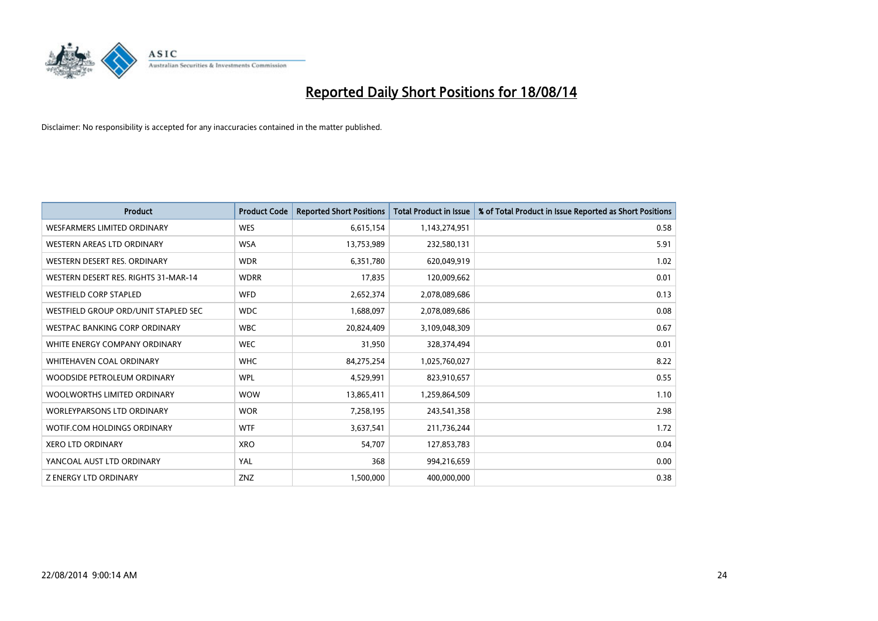# Reported Daily Short Positions for 18/08/14

Disclaimer: No responsibility is accepted for any inaccuracies contained in the matter published.

| Product | Product Code | Reported Short Positions | Total Product in Issue | % of Total Product in Issue Reported as Short Positions |
|---|---|---|---|---|
| WESFARMERS LIMITED ORDINARY | WES | 6,615,154 | 1,143,274,951 | 0.58 |
| WESTERN AREAS LTD ORDINARY | WSA | 13,753,989 | 232,580,131 | 5.91 |
| WESTERN DESERT RES. ORDINARY | WDR | 6,351,780 | 620,049,919 | 1.02 |
| WESTERN DESERT RES. RIGHTS 31-MAR-14 | WDRR | 17,835 | 120,009,662 | 0.01 |
| WESTFIELD CORP STAPLED | WFD | 2,652,374 | 2,078,089,686 | 0.13 |
| WESTFIELD GROUP ORD/UNIT STAPLED SEC | WDC | 1,688,097 | 2,078,089,686 | 0.08 |
| WESTPAC BANKING CORP ORDINARY | WBC | 20,824,409 | 3,109,048,309 | 0.67 |
| WHITE ENERGY COMPANY ORDINARY | WEC | 31,950 | 328,374,494 | 0.01 |
| WHITEHAVEN COAL ORDINARY | WHC | 84,275,254 | 1,025,760,027 | 8.22 |
| WOODSIDE PETROLEUM ORDINARY | WPL | 4,529,991 | 823,910,657 | 0.55 |
| WOOLWORTHS LIMITED ORDINARY | WOW | 13,865,411 | 1,259,864,509 | 1.10 |
| WORLEYPARSONS LTD ORDINARY | WOR | 7,258,195 | 243,541,358 | 2.98 |
| WOTIF.COM HOLDINGS ORDINARY | WTF | 3,637,541 | 211,736,244 | 1.72 |
| XERO LTD ORDINARY | XRO | 54,707 | 127,853,783 | 0.04 |
| YANCOAL AUST LTD ORDINARY | YAL | 368 | 994,216,659 | 0.00 |
| Z ENERGY LTD ORDINARY | ZNZ | 1,500,000 | 400,000,000 | 0.38 |

22/08/2014 9:00:14 AM